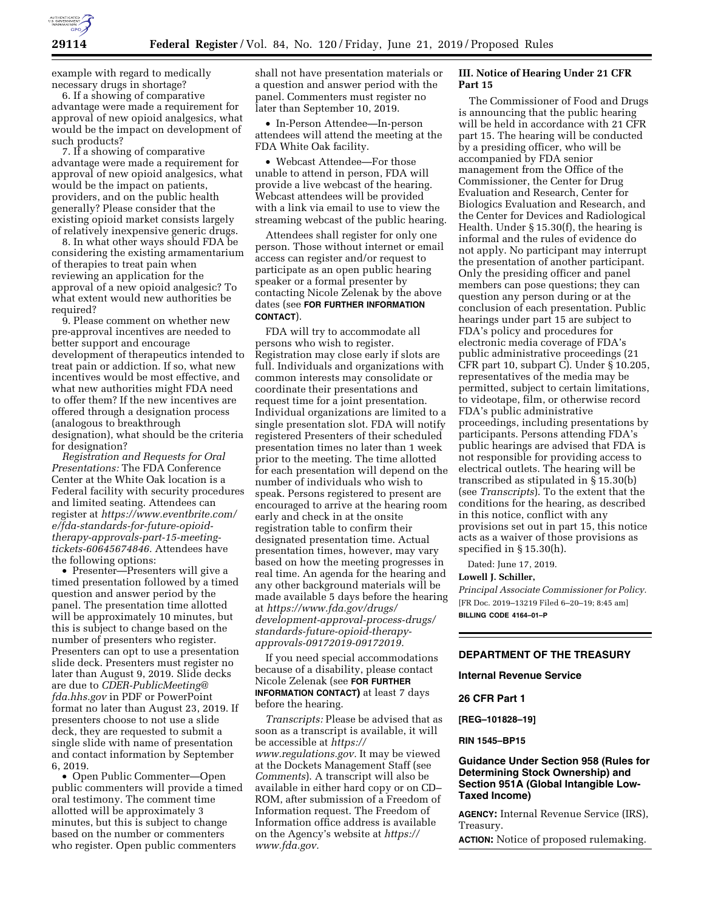example with regard to medically necessary drugs in shortage?

6. If a showing of comparative advantage were made a requirement for approval of new opioid analgesics, what would be the impact on development of such products?

7. If a showing of comparative advantage were made a requirement for approval of new opioid analgesics, what would be the impact on patients, providers, and on the public health generally? Please consider that the existing opioid market consists largely of relatively inexpensive generic drugs.

8. In what other ways should FDA be considering the existing armamentarium of therapies to treat pain when reviewing an application for the approval of a new opioid analgesic? To what extent would new authorities be required?

9. Please comment on whether new pre-approval incentives are needed to better support and encourage development of therapeutics intended to treat pain or addiction. If so, what new incentives would be most effective, and what new authorities might FDA need to offer them? If the new incentives are offered through a designation process (analogous to breakthrough designation), what should be the criteria for designation?

*Registration and Requests for Oral Presentations:* The FDA Conference Center at the White Oak location is a Federal facility with security procedures and limited seating. Attendees can register at *https://www.eventbrite.com/e/fda-standards-for-future-opioid-therapy-approvals-part-15-meeting-tickets-60645674846.* Attendees have the following options:

- Presenter—Presenters will give a timed presentation followed by a timed question and answer period by the panel. The presentation time allotted will be approximately 10 minutes, but this is subject to change based on the number of presenters who register. Presenters can opt to use a presentation slide deck. Presenters must register no later than August 9, 2019. Slide decks are due to *CDER-PublicMeeting@fda.hhs.gov* in PDF or PowerPoint format no later than August 23, 2019. If presenters choose to not use a slide deck, they are requested to submit a single slide with name of presentation and contact information by September 6, 2019.
- Open Public Commenter—Open public commenters will provide a timed oral testimony. The comment time allotted will be approximately 3 minutes, but this is subject to change based on the number or commenters who register. Open public commenters shall not have presentation materials or a question and answer period with the panel. Commenters must register no later than September 10, 2019.
- In-Person Attendee—In-person attendees will attend the meeting at the FDA White Oak facility.
- Webcast Attendee—For those unable to attend in person, FDA will provide a live webcast of the hearing. Webcast attendees will be provided with a link via email to use to view the streaming webcast of the public hearing.

Attendees shall register for only one person. Those without internet or email access can register and/or request to participate as an open public hearing speaker or a formal presenter by contacting Nicole Zelenak by the above dates (see **FOR FURTHER INFORMATION CONTACT**).

FDA will try to accommodate all persons who wish to register. Registration may close early if slots are full. Individuals and organizations with common interests may consolidate or coordinate their presentations and request time for a joint presentation. Individual organizations are limited to a single presentation slot. FDA will notify registered Presenters of their scheduled presentation times no later than 1 week prior to the meeting. The time allotted for each presentation will depend on the number of individuals who wish to speak. Persons registered to present are encouraged to arrive at the hearing room early and check in at the onsite registration table to confirm their designated presentation time. Actual presentation times, however, may vary based on how the meeting progresses in real time. An agenda for the hearing and any other background materials will be made available 5 days before the hearing at *https://www.fda.gov/drugs/development-approval-process-drugs/standards-future-opioid-therapy-approvals-09172019-09172019.*

If you need special accommodations because of a disability, please contact Nicole Zelenak (see **FOR FURTHER INFORMATION CONTACT)** at least 7 days before the hearing.

*Transcripts:* Please be advised that as soon as a transcript is available, it will be accessible at *https://www.regulations.gov.* It may be viewed at the Dockets Management Staff (see *Comments*). A transcript will also be available in either hard copy or on CD–ROM, after submission of a Freedom of Information request. The Freedom of Information office address is available on the Agency's website at *https://www.fda.gov.*

## III. Notice of Hearing Under 21 CFR Part 15

The Commissioner of Food and Drugs is announcing that the public hearing will be held in accordance with 21 CFR part 15. The hearing will be conducted by a presiding officer, who will be accompanied by FDA senior management from the Office of the Commissioner, the Center for Drug Evaluation and Research, Center for Biologics Evaluation and Research, and the Center for Devices and Radiological Health. Under § 15.30(f), the hearing is informal and the rules of evidence do not apply. No participant may interrupt the presentation of another participant. Only the presiding officer and panel members can pose questions; they can question any person during or at the conclusion of each presentation. Public hearings under part 15 are subject to FDA's policy and procedures for electronic media coverage of FDA's public administrative proceedings (21 CFR part 10, subpart C). Under § 10.205, representatives of the media may be permitted, subject to certain limitations, to videotape, film, or otherwise record FDA's public administrative proceedings, including presentations by participants. Persons attending FDA's public hearings are advised that FDA is not responsible for providing access to electrical outlets. The hearing will be transcribed as stipulated in § 15.30(b) (see *Transcripts*). To the extent that the conditions for the hearing, as described in this notice, conflict with any provisions set out in part 15, this notice acts as a waiver of those provisions as specified in § 15.30(h).

Dated: June 17, 2019.

**Lowell J. Schiller,**

*Principal Associate Commissioner for Policy.*

[FR Doc. 2019–13219 Filed 6–20–19; 8:45 am]

**BILLING CODE 4164–01–P**

---

## DEPARTMENT OF THE TREASURY

### Internal Revenue Service

### 26 CFR Part 1

**[REG–101828–19]**

**RIN 1545–BP15**

## Guidance Under Section 958 (Rules for Determining Stock Ownership) and Section 951A (Global Intangible Low-Taxed Income)

**AGENCY:** Internal Revenue Service (IRS), Treasury.

**ACTION:** Notice of proposed rulemaking.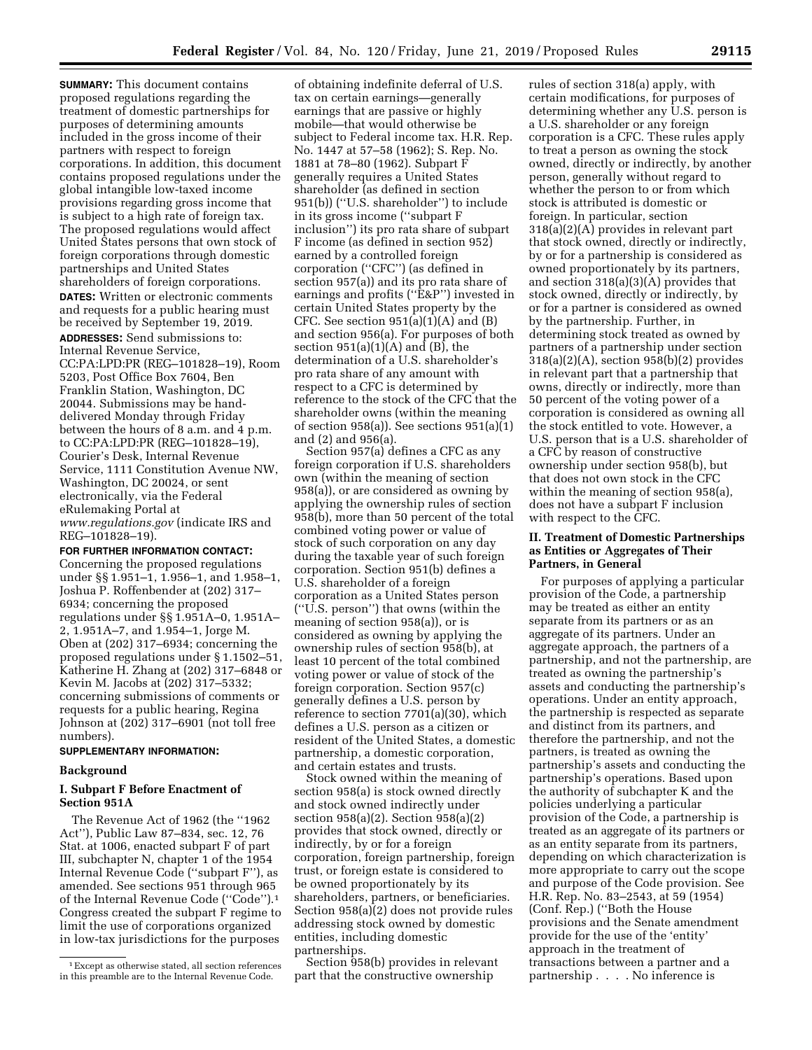**SUMMARY:** This document contains proposed regulations regarding the treatment of domestic partnerships for purposes of determining amounts included in the gross income of their partners with respect to foreign corporations. In addition, this document contains proposed regulations under the global intangible low-taxed income provisions regarding gross income that is subject to a high rate of foreign tax. The proposed regulations would affect United States persons that own stock of foreign corporations through domestic partnerships and United States shareholders of foreign corporations.

**DATES:** Written or electronic comments and requests for a public hearing must be received by September 19, 2019.

**ADDRESSES:** Send submissions to: Internal Revenue Service, CC:PA:LPD:PR (REG–101828–19), Room 5203, Post Office Box 7604, Ben Franklin Station, Washington, DC 20044. Submissions may be hand-delivered Monday through Friday between the hours of 8 a.m. and 4 p.m. to CC:PA:LPD:PR (REG–101828–19), Courier's Desk, Internal Revenue Service, 1111 Constitution Avenue NW, Washington, DC 20024, or sent electronically, via the Federal eRulemaking Portal at *www.regulations.gov* (indicate IRS and REG–101828–19).

**FOR FURTHER INFORMATION CONTACT:** Concerning the proposed regulations under §§ 1.951–1, 1.956–1, and 1.958–1, Joshua P. Roffenbender at (202) 317–6934; concerning the proposed regulations under §§ 1.951A–0, 1.951A–2, 1.951A–7, and 1.954–1, Jorge M. Oben at (202) 317–6934; concerning the proposed regulations under § 1.1502–51, Katherine H. Zhang at (202) 317–6848 or Kevin M. Jacobs at (202) 317–5332; concerning submissions of comments or requests for a public hearing, Regina Johnson at (202) 317–6901 (not toll free numbers).

**SUPPLEMENTARY INFORMATION:**

## Background

### I. Subpart F Before Enactment of Section 951A

The Revenue Act of 1962 (the ''1962 Act''), Public Law 87–834, sec. 12, 76 Stat. at 1006, enacted subpart F of part III, subchapter N, chapter 1 of the 1954 Internal Revenue Code (''subpart F''), as amended. See sections 951 through 965 of the Internal Revenue Code (''Code'').[1] Congress created the subpart F regime to limit the use of corporations organized in low-tax jurisdictions for the purposes of obtaining indefinite deferral of U.S. tax on certain earnings—generally earnings that are passive or highly mobile—that would otherwise be subject to Federal income tax. H.R. Rep. No. 1447 at 57–58 (1962); S. Rep. No. 1881 at 78–80 (1962). Subpart F generally requires a United States shareholder (as defined in section 951(b)) (''U.S. shareholder'') to include in its gross income (''subpart F inclusion'') its pro rata share of subpart F income (as defined in section 952) earned by a controlled foreign corporation (''CFC'') (as defined in section 957(a)) and its pro rata share of earnings and profits (''E&P'') invested in certain United States property by the CFC. See section 951(a)(1)(A) and (B) and section 956(a). For purposes of both section 951(a)(1)(A) and (B), the determination of a U.S. shareholder's pro rata share of any amount with respect to a CFC is determined by reference to the stock of the CFC that the shareholder owns (within the meaning of section 958(a)). See sections 951(a)(1) and (2) and 956(a).

Section 957(a) defines a CFC as any foreign corporation if U.S. shareholders own (within the meaning of section 958(a)), or are considered as owning by applying the ownership rules of section 958(b), more than 50 percent of the total combined voting power or value of stock of such corporation on any day during the taxable year of such foreign corporation. Section 951(b) defines a U.S. shareholder of a foreign corporation as a United States person (''U.S. person'') that owns (within the meaning of section 958(a)), or is considered as owning by applying the ownership rules of section 958(b), at least 10 percent of the total combined voting power or value of stock of the foreign corporation. Section 957(c) generally defines a U.S. person by reference to section 7701(a)(30), which defines a U.S. person as a citizen or resident of the United States, a domestic partnership, a domestic corporation, and certain estates and trusts.

Stock owned within the meaning of section 958(a) is stock owned directly and stock owned indirectly under section 958(a)(2). Section 958(a)(2) provides that stock owned, directly or indirectly, by or for a foreign corporation, foreign partnership, foreign trust, or foreign estate is considered to be owned proportionately by its shareholders, partners, or beneficiaries. Section 958(a)(2) does not provide rules addressing stock owned by domestic entities, including domestic partnerships.

Section 958(b) provides in relevant part that the constructive ownership rules of section 318(a) apply, with certain modifications, for purposes of determining whether any U.S. person is a U.S. shareholder or any foreign corporation is a CFC. These rules apply to treat a person as owning the stock owned, directly or indirectly, by another person, generally without regard to whether the person to or from which stock is attributed is domestic or foreign. In particular, section 318(a)(2)(A) provides in relevant part that stock owned, directly or indirectly, by or for a partnership is considered as owned proportionately by its partners, and section 318(a)(3)(A) provides that stock owned, directly or indirectly, by or for a partner is considered as owned by the partnership. Further, in determining stock treated as owned by partners of a partnership under section 318(a)(2)(A), section 958(b)(2) provides in relevant part that a partnership that owns, directly or indirectly, more than 50 percent of the voting power of a corporation is considered as owning all the stock entitled to vote. However, a U.S. person that is a U.S. shareholder of a CFC by reason of constructive ownership under section 958(b), but that does not own stock in the CFC within the meaning of section 958(a), does not have a subpart F inclusion with respect to the CFC.

### II. Treatment of Domestic Partnerships as Entities or Aggregates of Their Partners, in General

For purposes of applying a particular provision of the Code, a partnership may be treated as either an entity separate from its partners or as an aggregate of its partners. Under an aggregate approach, the partners of a partnership, and not the partnership, are treated as owning the partnership's assets and conducting the partnership's operations. Under an entity approach, the partnership is respected as separate and distinct from its partners, and therefore the partnership, and not the partners, is treated as owning the partnership's assets and conducting the partnership's operations. Based upon the authority of subchapter K and the policies underlying a particular provision of the Code, a partnership is treated as an aggregate of its partners or as an entity separate from its partners, depending on which characterization is more appropriate to carry out the scope and purpose of the Code provision. See H.R. Rep. No. 83–2543, at 59 (1954) (Conf. Rep.) (''Both the House provisions and the Senate amendment provide for the use of the 'entity' approach in the treatment of transactions between a partner and a partnership . . . . No inference is

[1] Except as otherwise stated, all section references in this preamble are to the Internal Revenue Code.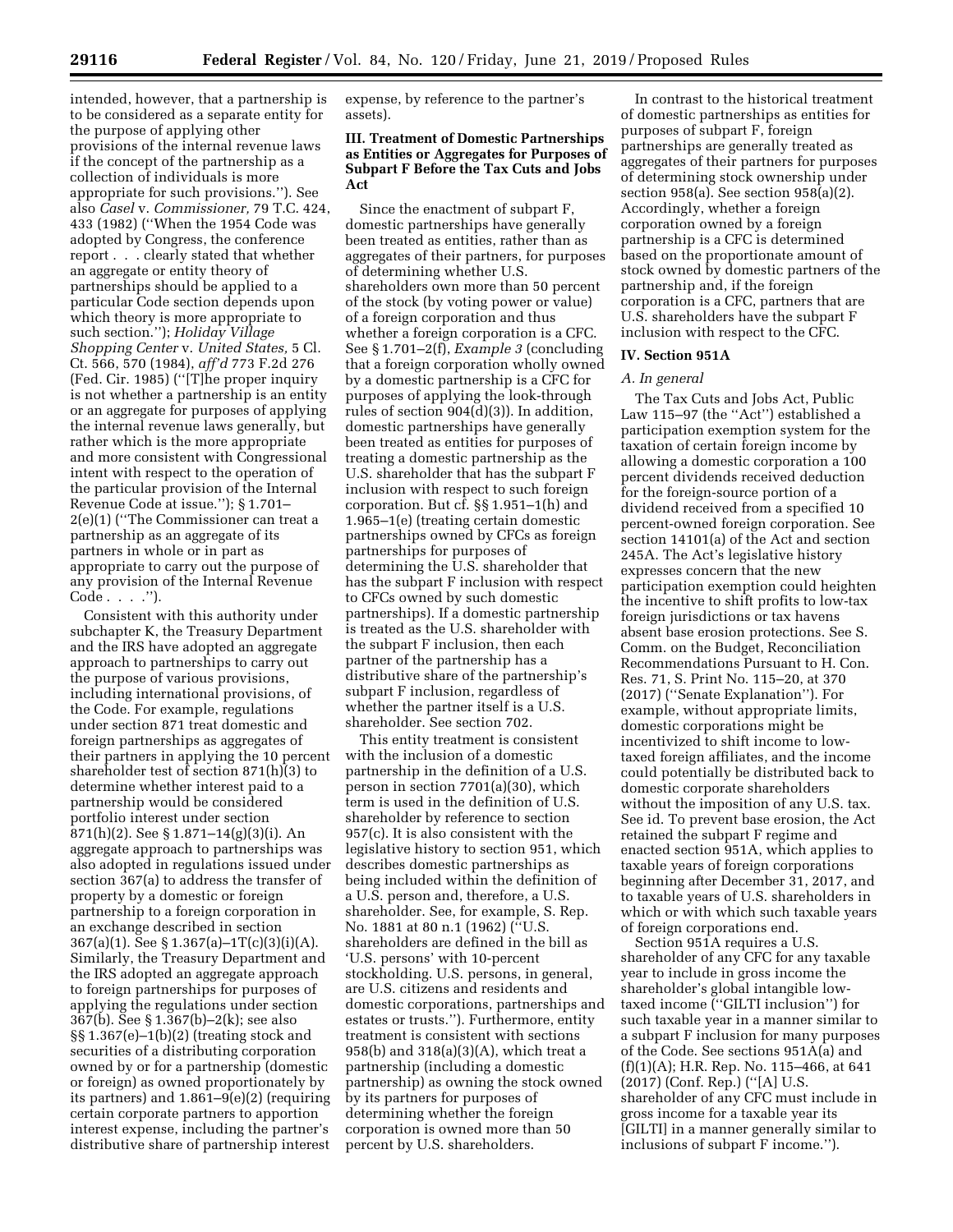intended, however, that a partnership is to be considered as a separate entity for the purpose of applying other provisions of the internal revenue laws if the concept of the partnership as a collection of individuals is more appropriate for such provisions.''). See also *Casel* v. *Commissioner,* 79 T.C. 424, 433 (1982) (''When the 1954 Code was adopted by Congress, the conference report . . . clearly stated that whether an aggregate or entity theory of partnerships should be applied to a particular Code section depends upon which theory is more appropriate to such section.''); *Holiday Village Shopping Center* v. *United States,* 5 Cl. Ct. 566, 570 (1984), *aff'd* 773 F.2d 276 (Fed. Cir. 1985) (''[T]he proper inquiry is not whether a partnership is an entity or an aggregate for purposes of applying the internal revenue laws generally, but rather which is the more appropriate and more consistent with Congressional intent with respect to the operation of the particular provision of the Internal Revenue Code at issue.''); § 1.701–2(e)(1) (''The Commissioner can treat a partnership as an aggregate of its partners in whole or in part as appropriate to carry out the purpose of any provision of the Internal Revenue Code . . . .'').

Consistent with this authority under subchapter K, the Treasury Department and the IRS have adopted an aggregate approach to partnerships to carry out the purpose of various provisions, including international provisions, of the Code. For example, regulations under section 871 treat domestic and foreign partnerships as aggregates of their partners in applying the 10 percent shareholder test of section 871(h)(3) to determine whether interest paid to a partnership would be considered portfolio interest under section 871(h)(2). See § 1.871–14(g)(3)(i). An aggregate approach to partnerships was also adopted in regulations issued under section 367(a) to address the transfer of property by a domestic or foreign partnership to a foreign corporation in an exchange described in section 367(a)(1). See § 1.367(a)–1T(c)(3)(i)(A). Similarly, the Treasury Department and the IRS adopted an aggregate approach to foreign partnerships for purposes of applying the regulations under section 367(b). See § 1.367(b)–2(k); see also §§ 1.367(e)–1(b)(2) (treating stock and securities of a distributing corporation owned by or for a partnership (domestic or foreign) as owned proportionately by its partners) and 1.861–9(e)(2) (requiring certain corporate partners to apportion interest expense, including the partner's distributive share of partnership interest expense, by reference to the partner's assets).

## III. Treatment of Domestic Partnerships as Entities or Aggregates for Purposes of Subpart F Before the Tax Cuts and Jobs Act

Since the enactment of subpart F, domestic partnerships have generally been treated as entities, rather than as aggregates of their partners, for purposes of determining whether U.S. shareholders own more than 50 percent of the stock (by voting power or value) of a foreign corporation and thus whether a foreign corporation is a CFC. See § 1.701–2(f), *Example 3* (concluding that a foreign corporation wholly owned by a domestic partnership is a CFC for purposes of applying the look-through rules of section 904(d)(3)). In addition, domestic partnerships have generally been treated as entities for purposes of treating a domestic partnership as the U.S. shareholder that has the subpart F inclusion with respect to such foreign corporation. But cf. §§ 1.951–1(h) and 1.965–1(e) (treating certain domestic partnerships owned by CFCs as foreign partnerships for purposes of determining the U.S. shareholder that has the subpart F inclusion with respect to CFCs owned by such domestic partnerships). If a domestic partnership is treated as the U.S. shareholder with the subpart F inclusion, then each partner of the partnership has a distributive share of the partnership's subpart F inclusion, regardless of whether the partner itself is a U.S. shareholder. See section 702.

This entity treatment is consistent with the inclusion of a domestic partnership in the definition of a U.S. person in section 7701(a)(30), which term is used in the definition of U.S. shareholder by reference to section 957(c). It is also consistent with the legislative history to section 951, which describes domestic partnerships as being included within the definition of a U.S. person and, therefore, a U.S. shareholder. See, for example, S. Rep. No. 1881 at 80 n.1 (1962) (''U.S. shareholders are defined in the bill as 'U.S. persons' with 10-percent stockholding. U.S. persons, in general, are U.S. citizens and residents and domestic corporations, partnerships and estates or trusts.''). Furthermore, entity treatment is consistent with sections 958(b) and 318(a)(3)(A), which treat a partnership (including a domestic partnership) as owning the stock owned by its partners for purposes of determining whether the foreign corporation is owned more than 50 percent by U.S. shareholders.

In contrast to the historical treatment of domestic partnerships as entities for purposes of subpart F, foreign partnerships are generally treated as aggregates of their partners for purposes of determining stock ownership under section 958(a). See section 958(a)(2). Accordingly, whether a foreign corporation owned by a foreign partnership is a CFC is determined based on the proportionate amount of stock owned by domestic partners of the partnership and, if the foreign corporation is a CFC, partners that are U.S. shareholders have the subpart F inclusion with respect to the CFC.

## IV. Section 951A

### A. In general

The Tax Cuts and Jobs Act, Public Law 115–97 (the ''Act'') established a participation exemption system for the taxation of certain foreign income by allowing a domestic corporation a 100 percent dividends received deduction for the foreign-source portion of a dividend received from a specified 10 percent-owned foreign corporation. See section 14101(a) of the Act and section 245A. The Act's legislative history expresses concern that the new participation exemption could heighten the incentive to shift profits to low-tax foreign jurisdictions or tax havens absent base erosion protections. See S. Comm. on the Budget, Reconciliation Recommendations Pursuant to H. Con. Res. 71, S. Print No. 115–20, at 370 (2017) (''Senate Explanation''). For example, without appropriate limits, domestic corporations might be incentivized to shift income to low-taxed foreign affiliates, and the income could potentially be distributed back to domestic corporate shareholders without the imposition of any U.S. tax. See id. To prevent base erosion, the Act retained the subpart F regime and enacted section 951A, which applies to taxable years of foreign corporations beginning after December 31, 2017, and to taxable years of U.S. shareholders in which or with which such taxable years of foreign corporations end.

Section 951A requires a U.S. shareholder of any CFC for any taxable year to include in gross income the shareholder's global intangible low-taxed income (''GILTI inclusion'') for such taxable year in a manner similar to a subpart F inclusion for many purposes of the Code. See sections 951A(a) and (f)(1)(A); H.R. Rep. No. 115–466, at 641 (2017) (Conf. Rep.) (''[A] U.S. shareholder of any CFC must include in gross income for a taxable year its [GILTI] in a manner generally similar to inclusions of subpart F income.'').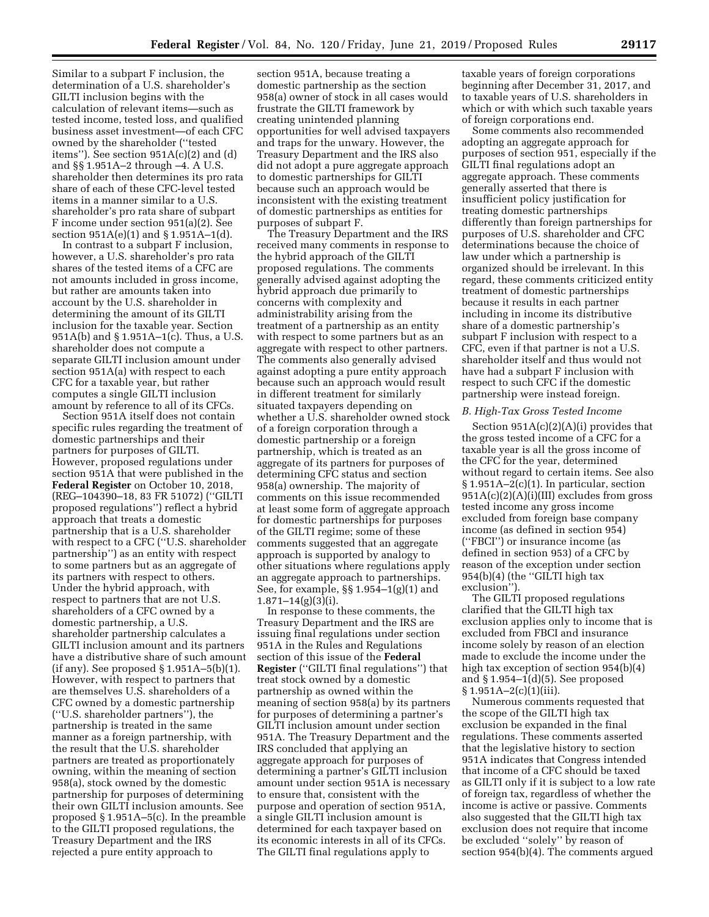Similar to a subpart F inclusion, the determination of a U.S. shareholder's GILTI inclusion begins with the calculation of relevant items—such as tested income, tested loss, and qualified business asset investment—of each CFC owned by the shareholder (''tested items''). See section 951A(c)(2) and (d) and §§ 1.951A–2 through –4. A U.S. shareholder then determines its pro rata share of each of these CFC-level tested items in a manner similar to a U.S. shareholder's pro rata share of subpart F income under section 951(a)(2). See section 951A(e)(1) and § 1.951A–1(d).

In contrast to a subpart F inclusion, however, a U.S. shareholder's pro rata shares of the tested items of a CFC are not amounts included in gross income, but rather are amounts taken into account by the U.S. shareholder in determining the amount of its GILTI inclusion for the taxable year. Section 951A(b) and § 1.951A–1(c). Thus, a U.S. shareholder does not compute a separate GILTI inclusion amount under section 951A(a) with respect to each CFC for a taxable year, but rather computes a single GILTI inclusion amount by reference to all of its CFCs.

Section 951A itself does not contain specific rules regarding the treatment of domestic partnerships and their partners for purposes of GILTI. However, proposed regulations under section 951A that were published in the **Federal Register** on October 10, 2018, (REG–104390–18, 83 FR 51072) (''GILTI proposed regulations'') reflect a hybrid approach that treats a domestic partnership that is a U.S. shareholder with respect to a CFC (''U.S. shareholder partnership'') as an entity with respect to some partners but as an aggregate of its partners with respect to others. Under the hybrid approach, with respect to partners that are not U.S. shareholders of a CFC owned by a domestic partnership, a U.S. shareholder partnership calculates a GILTI inclusion amount and its partners have a distributive share of such amount (if any). See proposed § 1.951A–5(b)(1). However, with respect to partners that are themselves U.S. shareholders of a CFC owned by a domestic partnership (''U.S. shareholder partners''), the partnership is treated in the same manner as a foreign partnership, with the result that the U.S. shareholder partners are treated as proportionately owning, within the meaning of section 958(a), stock owned by the domestic partnership for purposes of determining their own GILTI inclusion amounts. See proposed § 1.951A–5(c). In the preamble to the GILTI proposed regulations, the Treasury Department and the IRS rejected a pure entity approach to section 951A, because treating a domestic partnership as the section 958(a) owner of stock in all cases would frustrate the GILTI framework by creating unintended planning opportunities for well advised taxpayers and traps for the unwary. However, the Treasury Department and the IRS also did not adopt a pure aggregate approach to domestic partnerships for GILTI because such an approach would be inconsistent with the existing treatment of domestic partnerships as entities for purposes of subpart F.

The Treasury Department and the IRS received many comments in response to the hybrid approach of the GILTI proposed regulations. The comments generally advised against adopting the hybrid approach due primarily to concerns with complexity and administrability arising from the treatment of a partnership as an entity with respect to some partners but as an aggregate with respect to other partners. The comments also generally advised against adopting a pure entity approach because such an approach would result in different treatment for similarly situated taxpayers depending on whether a U.S. shareholder owned stock of a foreign corporation through a domestic partnership or a foreign partnership, which is treated as an aggregate of its partners for purposes of determining CFC status and section 958(a) ownership. The majority of comments on this issue recommended at least some form of aggregate approach for domestic partnerships for purposes of the GILTI regime; some of these comments suggested that an aggregate approach is supported by analogy to other situations where regulations apply an aggregate approach to partnerships. See, for example, §§ 1.954–1(g)(1) and 1.871–14(g)(3)(i).

In response to these comments, the Treasury Department and the IRS are issuing final regulations under section 951A in the Rules and Regulations section of this issue of the **Federal Register** (''GILTI final regulations'') that treat stock owned by a domestic partnership as owned within the meaning of section 958(a) by its partners for purposes of determining a partner's GILTI inclusion amount under section 951A. The Treasury Department and the IRS concluded that applying an aggregate approach for purposes of determining a partner's GILTI inclusion amount under section 951A is necessary to ensure that, consistent with the purpose and operation of section 951A, a single GILTI inclusion amount is determined for each taxpayer based on its economic interests in all of its CFCs. The GILTI final regulations apply to taxable years of foreign corporations beginning after December 31, 2017, and to taxable years of U.S. shareholders in which or with which such taxable years of foreign corporations end.

Some comments also recommended adopting an aggregate approach for purposes of section 951, especially if the GILTI final regulations adopt an aggregate approach. These comments generally asserted that there is insufficient policy justification for treating domestic partnerships differently than foreign partnerships for purposes of U.S. shareholder and CFC determinations because the choice of law under which a partnership is organized should be irrelevant. In this regard, these comments criticized entity treatment of domestic partnerships because it results in each partner including in income its distributive share of a domestic partnership's subpart F inclusion with respect to a CFC, even if that partner is not a U.S. shareholder itself and thus would not have had a subpart F inclusion with respect to such CFC if the domestic partnership were instead foreign.

### *B. High-Tax Gross Tested Income*

Section 951A(c)(2)(A)(i) provides that the gross tested income of a CFC for a taxable year is all the gross income of the CFC for the year, determined without regard to certain items. See also § 1.951A–2(c)(1). In particular, section 951A(c)(2)(A)(i)(III) excludes from gross tested income any gross income excluded from foreign base company income (as defined in section 954) (''FBCI'') or insurance income (as defined in section 953) of a CFC by reason of the exception under section 954(b)(4) (the ''GILTI high tax exclusion'').

The GILTI proposed regulations clarified that the GILTI high tax exclusion applies only to income that is excluded from FBCI and insurance income solely by reason of an election made to exclude the income under the high tax exception of section 954(b)(4) and § 1.954–1(d)(5). See proposed § 1.951A–2(c)(1)(iii).

Numerous comments requested that the scope of the GILTI high tax exclusion be expanded in the final regulations. These comments asserted that the legislative history to section 951A indicates that Congress intended that income of a CFC should be taxed as GILTI only if it is subject to a low rate of foreign tax, regardless of whether the income is active or passive. Comments also suggested that the GILTI high tax exclusion does not require that income be excluded ''solely'' by reason of section 954(b)(4). The comments argued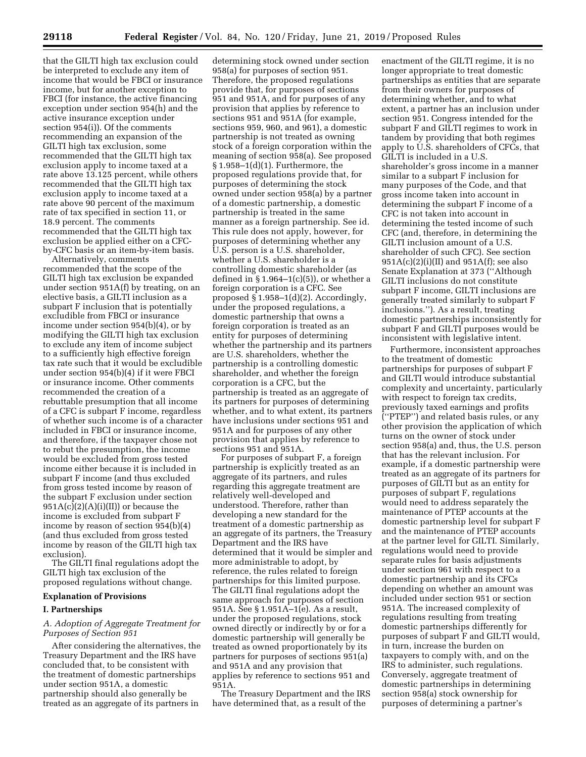that the GILTI high tax exclusion could be interpreted to exclude any item of income that would be FBCI or insurance income, but for another exception to FBCI (for instance, the active financing exception under section 954(h) and the active insurance exception under section 954(i)). Of the comments recommending an expansion of the GILTI high tax exclusion, some recommended that the GILTI high tax exclusion apply to income taxed at a rate above 13.125 percent, while others recommended that the GILTI high tax exclusion apply to income taxed at a rate above 90 percent of the maximum rate of tax specified in section 11, or 18.9 percent. The comments recommended that the GILTI high tax exclusion be applied either on a CFC-by-CFC basis or an item-by-item basis.

Alternatively, comments recommended that the scope of the GILTI high tax exclusion be expanded under section 951A(f) by treating, on an elective basis, a GILTI inclusion as a subpart F inclusion that is potentially excludible from FBCI or insurance income under section 954(b)(4), or by modifying the GILTI high tax exclusion to exclude any item of income subject to a sufficiently high effective foreign tax rate such that it would be excludible under section 954(b)(4) if it were FBCI or insurance income. Other comments recommended the creation of a rebuttable presumption that all income of a CFC is subpart F income, regardless of whether such income is of a character included in FBCI or insurance income, and therefore, if the taxpayer chose not to rebut the presumption, the income would be excluded from gross tested income either because it is included in subpart F income (and thus excluded from gross tested income by reason of the subpart F exclusion under section 951A(c)(2)(A)(i)(II)) or because the income is excluded from subpart F income by reason of section 954(b)(4) (and thus excluded from gross tested income by reason of the GILTI high tax exclusion).

The GILTI final regulations adopt the GILTI high tax exclusion of the proposed regulations without change.

## Explanation of Provisions

### I. Partnerships

#### *A. Adoption of Aggregate Treatment for Purposes of Section 951*

After considering the alternatives, the Treasury Department and the IRS have concluded that, to be consistent with the treatment of domestic partnerships under section 951A, a domestic partnership should also generally be treated as an aggregate of its partners in determining stock owned under section 958(a) for purposes of section 951. Therefore, the proposed regulations provide that, for purposes of sections 951 and 951A, and for purposes of any provision that applies by reference to sections 951 and 951A (for example, sections 959, 960, and 961), a domestic partnership is not treated as owning stock of a foreign corporation within the meaning of section 958(a). See proposed § 1.958–1(d)(1). Furthermore, the proposed regulations provide that, for purposes of determining the stock owned under section 958(a) by a partner of a domestic partnership, a domestic partnership is treated in the same manner as a foreign partnership. See id. This rule does not apply, however, for purposes of determining whether any U.S. person is a U.S. shareholder, whether a U.S. shareholder is a controlling domestic shareholder (as defined in § 1.964–1(c)(5)), or whether a foreign corporation is a CFC. See proposed § 1.958–1(d)(2). Accordingly, under the proposed regulations, a domestic partnership that owns a foreign corporation is treated as an entity for purposes of determining whether the partnership and its partners are U.S. shareholders, whether the partnership is a controlling domestic shareholder, and whether the foreign corporation is a CFC, but the partnership is treated as an aggregate of its partners for purposes of determining whether, and to what extent, its partners have inclusions under sections 951 and 951A and for purposes of any other provision that applies by reference to sections 951 and 951A.

For purposes of subpart F, a foreign partnership is explicitly treated as an aggregate of its partners, and rules regarding this aggregate treatment are relatively well-developed and understood. Therefore, rather than developing a new standard for the treatment of a domestic partnership as an aggregate of its partners, the Treasury Department and the IRS have determined that it would be simpler and more administrable to adopt, by reference, the rules related to foreign partnerships for this limited purpose. The GILTI final regulations adopt the same approach for purposes of section 951A. See § 1.951A–1(e). As a result, under the proposed regulations, stock owned directly or indirectly by or for a domestic partnership will generally be treated as owned proportionately by its partners for purposes of sections 951(a) and 951A and any provision that applies by reference to sections 951 and 951A.

The Treasury Department and the IRS have determined that, as a result of the enactment of the GILTI regime, it is no longer appropriate to treat domestic partnerships as entities that are separate from their owners for purposes of determining whether, and to what extent, a partner has an inclusion under section 951. Congress intended for the subpart F and GILTI regimes to work in tandem by providing that both regimes apply to U.S. shareholders of CFCs, that GILTI is included in a U.S. shareholder's gross income in a manner similar to a subpart F inclusion for many purposes of the Code, and that gross income taken into account in determining the subpart F income of a CFC is not taken into account in determining the tested income of such CFC (and, therefore, in determining the GILTI inclusion amount of a U.S. shareholder of such CFC). See section 951A(c)(2)(i)(II) and 951A(f); see also Senate Explanation at 373 (''Although GILTI inclusions do not constitute subpart F income, GILTI inclusions are generally treated similarly to subpart F inclusions.''). As a result, treating domestic partnerships inconsistently for subpart F and GILTI purposes would be inconsistent with legislative intent.

Furthermore, inconsistent approaches to the treatment of domestic partnerships for purposes of subpart F and GILTI would introduce substantial complexity and uncertainty, particularly with respect to foreign tax credits, previously taxed earnings and profits (''PTEP'') and related basis rules, or any other provision the application of which turns on the owner of stock under section 958(a) and, thus, the U.S. person that has the relevant inclusion. For example, if a domestic partnership were treated as an aggregate of its partners for purposes of GILTI but as an entity for purposes of subpart F, regulations would need to address separately the maintenance of PTEP accounts at the domestic partnership level for subpart F and the maintenance of PTEP accounts at the partner level for GILTI. Similarly, regulations would need to provide separate rules for basis adjustments under section 961 with respect to a domestic partnership and its CFCs depending on whether an amount was included under section 951 or section 951A. The increased complexity of regulations resulting from treating domestic partnerships differently for purposes of subpart F and GILTI would, in turn, increase the burden on taxpayers to comply with, and on the IRS to administer, such regulations. Conversely, aggregate treatment of domestic partnerships in determining section 958(a) stock ownership for purposes of determining a partner's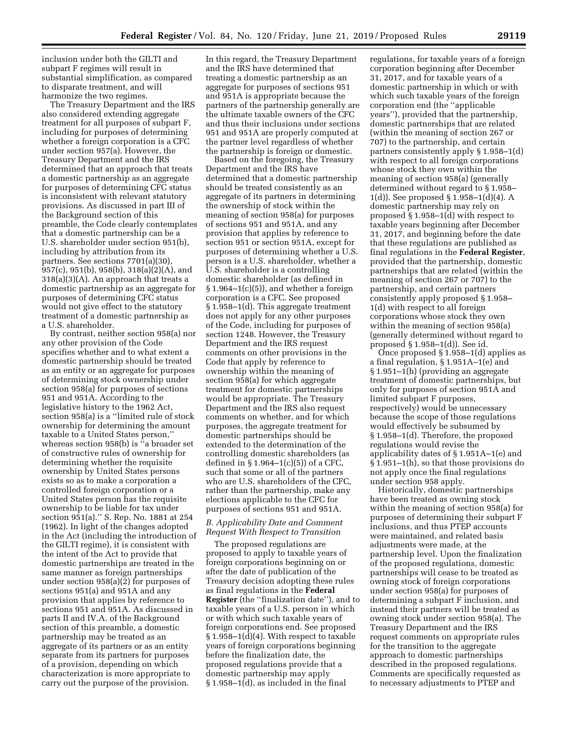inclusion under both the GILTI and subpart F regimes will result in substantial simplification, as compared to disparate treatment, and will harmonize the two regimes.

The Treasury Department and the IRS also considered extending aggregate treatment for all purposes of subpart F, including for purposes of determining whether a foreign corporation is a CFC under section 957(a). However, the Treasury Department and the IRS determined that an approach that treats a domestic partnership as an aggregate for purposes of determining CFC status is inconsistent with relevant statutory provisions. As discussed in part III of the Background section of this preamble, the Code clearly contemplates that a domestic partnership can be a U.S. shareholder under section 951(b), including by attribution from its partners. See sections 7701(a)(30), 957(c), 951(b), 958(b), 318(a)(2)(A), and 318(a)(3)(A). An approach that treats a domestic partnership as an aggregate for purposes of determining CFC status would not give effect to the statutory treatment of a domestic partnership as a U.S. shareholder.

By contrast, neither section 958(a) nor any other provision of the Code specifies whether and to what extent a domestic partnership should be treated as an entity or an aggregate for purposes of determining stock ownership under section 958(a) for purposes of sections 951 and 951A. According to the legislative history to the 1962 Act, section 958(a) is a ''limited rule of stock ownership for determining the amount taxable to a United States person,'' whereas section 958(b) is ''a broader set of constructive rules of ownership for determining whether the requisite ownership by United States persons exists so as to make a corporation a controlled foreign corporation or a United States person has the requisite ownership to be liable for tax under section 951(a).'' S. Rep. No. 1881 at 254 (1962). In light of the changes adopted in the Act (including the introduction of the GILTI regime), it is consistent with the intent of the Act to provide that domestic partnerships are treated in the same manner as foreign partnerships under section 958(a)(2) for purposes of sections 951(a) and 951A and any provision that applies by reference to sections 951 and 951A. As discussed in parts II and IV.A. of the Background section of this preamble, a domestic partnership may be treated as an aggregate of its partners or as an entity separate from its partners for purposes of a provision, depending on which characterization is more appropriate to carry out the purpose of the provision. In this regard, the Treasury Department and the IRS have determined that treating a domestic partnership as an aggregate for purposes of sections 951 and 951A is appropriate because the partners of the partnership generally are the ultimate taxable owners of the CFC and thus their inclusions under sections 951 and 951A are properly computed at the partner level regardless of whether the partnership is foreign or domestic.

Based on the foregoing, the Treasury Department and the IRS have determined that a domestic partnership should be treated consistently as an aggregate of its partners in determining the ownership of stock within the meaning of section 958(a) for purposes of sections 951 and 951A, and any provision that applies by reference to section 951 or section 951A, except for purposes of determining whether a U.S. person is a U.S. shareholder, whether a U.S. shareholder is a controlling domestic shareholder (as defined in § 1.964–1(c)(5)), and whether a foreign corporation is a CFC. See proposed § 1.958–1(d). This aggregate treatment does not apply for any other purposes of the Code, including for purposes of section 1248. However, the Treasury Department and the IRS request comments on other provisions in the Code that apply by reference to ownership within the meaning of section 958(a) for which aggregate treatment for domestic partnerships would be appropriate. The Treasury Department and the IRS also request comments on whether, and for which purposes, the aggregate treatment for domestic partnerships should be extended to the determination of the controlling domestic shareholders (as defined in § 1.964–1(c)(5)) of a CFC, such that some or all of the partners who are U.S. shareholders of the CFC, rather than the partnership, make any elections applicable to the CFC for purposes of sections 951 and 951A.

*B. Applicability Date and Comment Request With Respect to Transition*

The proposed regulations are proposed to apply to taxable years of foreign corporations beginning on or after the date of publication of the Treasury decision adopting these rules as final regulations in the **Federal Register** (the ''finalization date''), and to taxable years of a U.S. person in which or with which such taxable years of foreign corporations end. See proposed § 1.958–1(d)(4). With respect to taxable years of foreign corporations beginning before the finalization date, the proposed regulations provide that a domestic partnership may apply § 1.958–1(d), as included in the final regulations, for taxable years of a foreign corporation beginning after December 31, 2017, and for taxable years of a domestic partnership in which or with which such taxable years of the foreign corporation end (the ''applicable years''), provided that the partnership, domestic partnerships that are related (within the meaning of section 267 or 707) to the partnership, and certain partners consistently apply § 1.958–1(d) with respect to all foreign corporations whose stock they own within the meaning of section 958(a) (generally determined without regard to § 1.958–1(d)). See proposed § 1.958–1(d)(4). A domestic partnership may rely on proposed § 1.958–1(d) with respect to taxable years beginning after December 31, 2017, and beginning before the date that these regulations are published as final regulations in the **Federal Register**, provided that the partnership, domestic partnerships that are related (within the meaning of section 267 or 707) to the partnership, and certain partners consistently apply proposed § 1.958–1(d) with respect to all foreign corporations whose stock they own within the meaning of section 958(a) (generally determined without regard to proposed § 1.958–1(d)). See id.

Once proposed § 1.958–1(d) applies as a final regulation, § 1.951A–1(e) and § 1.951–1(h) (providing an aggregate treatment of domestic partnerships, but only for purposes of section 951A and limited subpart F purposes, respectively) would be unnecessary because the scope of those regulations would effectively be subsumed by § 1.958–1(d). Therefore, the proposed regulations would revise the applicability dates of § 1.951A–1(e) and § 1.951–1(h), so that those provisions do not apply once the final regulations under section 958 apply.

Historically, domestic partnerships have been treated as owning stock within the meaning of section 958(a) for purposes of determining their subpart F inclusions, and thus PTEP accounts were maintained, and related basis adjustments were made, at the partnership level. Upon the finalization of the proposed regulations, domestic partnerships will cease to be treated as owning stock of foreign corporations under section 958(a) for purposes of determining a subpart F inclusion, and instead their partners will be treated as owning stock under section 958(a). The Treasury Department and the IRS request comments on appropriate rules for the transition to the aggregate approach to domestic partnerships described in the proposed regulations. Comments are specifically requested as to necessary adjustments to PTEP and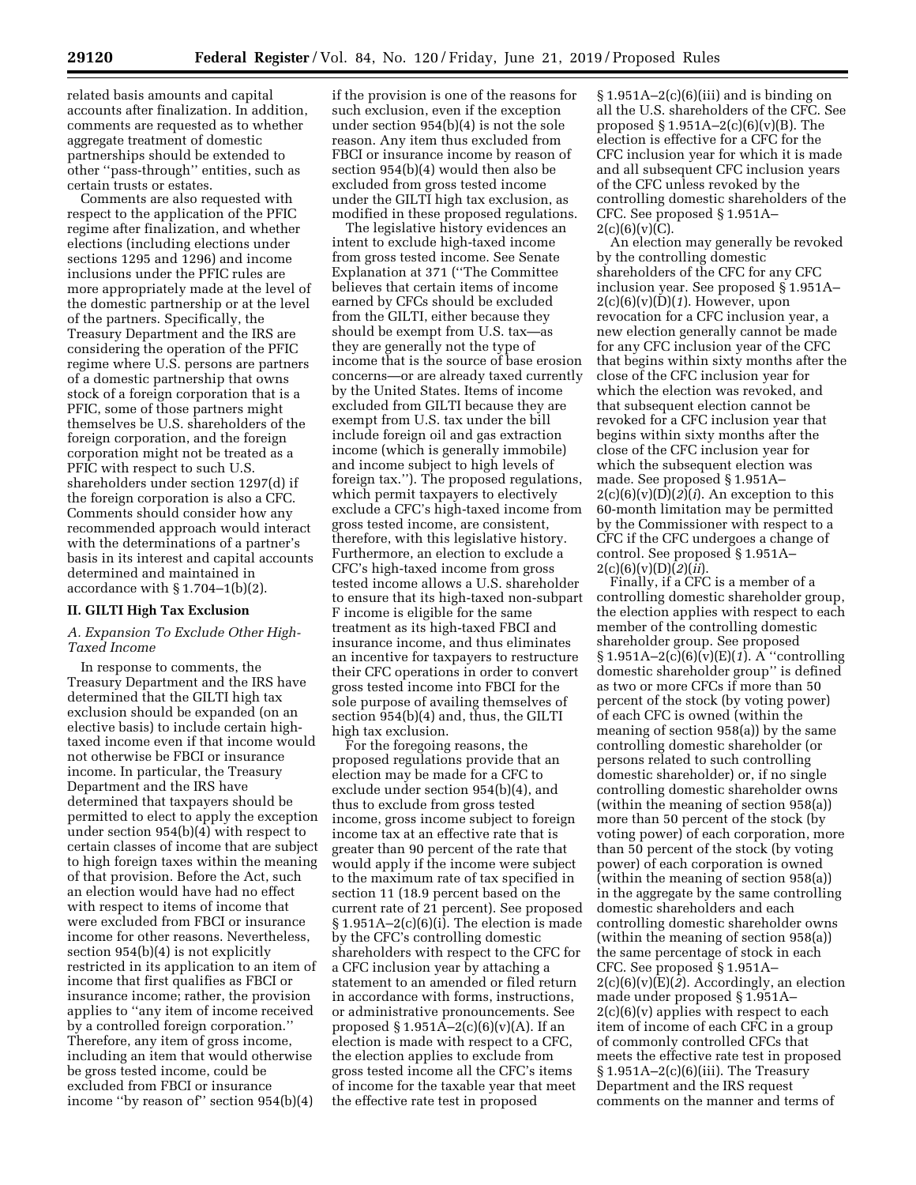related basis amounts and capital accounts after finalization. In addition, comments are requested as to whether aggregate treatment of domestic partnerships should be extended to other ''pass-through'' entities, such as certain trusts or estates.

Comments are also requested with respect to the application of the PFIC regime after finalization, and whether elections (including elections under sections 1295 and 1296) and income inclusions under the PFIC rules are more appropriately made at the level of the domestic partnership or at the level of the partners. Specifically, the Treasury Department and the IRS are considering the operation of the PFIC regime where U.S. persons are partners of a domestic partnership that owns stock of a foreign corporation that is a PFIC, some of those partners might themselves be U.S. shareholders of the foreign corporation, and the foreign corporation might not be treated as a PFIC with respect to such U.S. shareholders under section 1297(d) if the foreign corporation is also a CFC. Comments should consider how any recommended approach would interact with the determinations of a partner's basis in its interest and capital accounts determined and maintained in accordance with § 1.704–1(b)(2).

## II. GILTI High Tax Exclusion

### A. Expansion To Exclude Other High-Taxed Income

In response to comments, the Treasury Department and the IRS have determined that the GILTI high tax exclusion should be expanded (on an elective basis) to include certain high-taxed income even if that income would not otherwise be FBCI or insurance income. In particular, the Treasury Department and the IRS have determined that taxpayers should be permitted to elect to apply the exception under section 954(b)(4) with respect to certain classes of income that are subject to high foreign taxes within the meaning of that provision. Before the Act, such an election would have had no effect with respect to items of income that were excluded from FBCI or insurance income for other reasons. Nevertheless, section 954(b)(4) is not explicitly restricted in its application to an item of income that first qualifies as FBCI or insurance income; rather, the provision applies to ''any item of income received by a controlled foreign corporation.'' Therefore, any item of gross income, including an item that would otherwise be gross tested income, could be excluded from FBCI or insurance income ''by reason of'' section 954(b)(4) if the provision is one of the reasons for such exclusion, even if the exception under section 954(b)(4) is not the sole reason. Any item thus excluded from FBCI or insurance income by reason of section 954(b)(4) would then also be excluded from gross tested income under the GILTI high tax exclusion, as modified in these proposed regulations.

The legislative history evidences an intent to exclude high-taxed income from gross tested income. See Senate Explanation at 371 (''The Committee believes that certain items of income earned by CFCs should be excluded from the GILTI, either because they should be exempt from U.S. tax—as they are generally not the type of income that is the source of base erosion concerns—or are already taxed currently by the United States. Items of income excluded from GILTI because they are exempt from U.S. tax under the bill include foreign oil and gas extraction income (which is generally immobile) and income subject to high levels of foreign tax.''). The proposed regulations, which permit taxpayers to electively exclude a CFC's high-taxed income from gross tested income, are consistent, therefore, with this legislative history. Furthermore, an election to exclude a CFC's high-taxed income from gross tested income allows a U.S. shareholder to ensure that its high-taxed non-subpart F income is eligible for the same treatment as its high-taxed FBCI and insurance income, and thus eliminates an incentive for taxpayers to restructure their CFC operations in order to convert gross tested income into FBCI for the sole purpose of availing themselves of section 954(b)(4) and, thus, the GILTI high tax exclusion.

For the foregoing reasons, the proposed regulations provide that an election may be made for a CFC to exclude under section 954(b)(4), and thus to exclude from gross tested income, gross income subject to foreign income tax at an effective rate that is greater than 90 percent of the rate that would apply if the income were subject to the maximum rate of tax specified in section 11 (18.9 percent based on the current rate of 21 percent). See proposed § 1.951A–2(c)(6)(i). The election is made by the CFC's controlling domestic shareholders with respect to the CFC for a CFC inclusion year by attaching a statement to an amended or filed return in accordance with forms, instructions, or administrative pronouncements. See proposed § 1.951A–2(c)(6)(v)(A). If an election is made with respect to a CFC, the election applies to exclude from gross tested income all the CFC's items of income for the taxable year that meet the effective rate test in proposed § 1.951A–2(c)(6)(iii) and is binding on all the U.S. shareholders of the CFC. See proposed § 1.951A–2(c)(6)(v)(B). The election is effective for the CFC inclusion year for which it is made and all subsequent CFC inclusion years of the CFC unless revoked by the controlling domestic shareholders of the CFC. See proposed § 1.951A–2(c)(6)(v)(C).

An election may generally be revoked by the controlling domestic shareholders of the CFC for any CFC inclusion year. See proposed § 1.951A–2(c)(6)(v)(D)(*1*). However, upon revocation for a CFC inclusion year, a new election generally cannot be made for any CFC inclusion year of the CFC that begins within sixty months after the close of the CFC inclusion year for which the election was revoked, and that subsequent election cannot be revoked for a CFC inclusion year that begins within sixty months after the close of the CFC inclusion year for which the subsequent election was made. See proposed § 1.951A–2(c)(6)(v)(D)(*2*)(*i*). An exception to this 60-month limitation may be permitted by the Commissioner with respect to a CFC if the CFC undergoes a change of control. See proposed § 1.951A–2(c)(6)(v)(D)(*2*)(*ii*).

Finally, if a CFC is a member of a controlling domestic shareholder group, the election applies with respect to each member of the controlling domestic shareholder group. See proposed § 1.951A–2(c)(6)(v)(E)(*1*). A ''controlling domestic shareholder group'' is defined as two or more CFCs if more than 50 percent of the stock (by voting power) of each CFC is owned (within the meaning of section 958(a)) by the same controlling domestic shareholder (or persons related to such controlling domestic shareholder) or, if no single controlling domestic shareholder owns (within the meaning of section 958(a)) more than 50 percent of the stock (by voting power) of each corporation, more than 50 percent of the stock (by voting power) of each corporation is owned (within the meaning of section 958(a)) in the aggregate by the same controlling domestic shareholders and each controlling domestic shareholder owns (within the meaning of section 958(a)) the same percentage of stock in each CFC. See proposed § 1.951A–2(c)(6)(v)(E)(*2*). Accordingly, an election made under proposed § 1.951A–2(c)(6)(v) applies with respect to each item of income of each CFC in a group of commonly controlled CFCs that meets the effective rate test in proposed § 1.951A–2(c)(6)(iii). The Treasury Department and the IRS request comments on the manner and terms of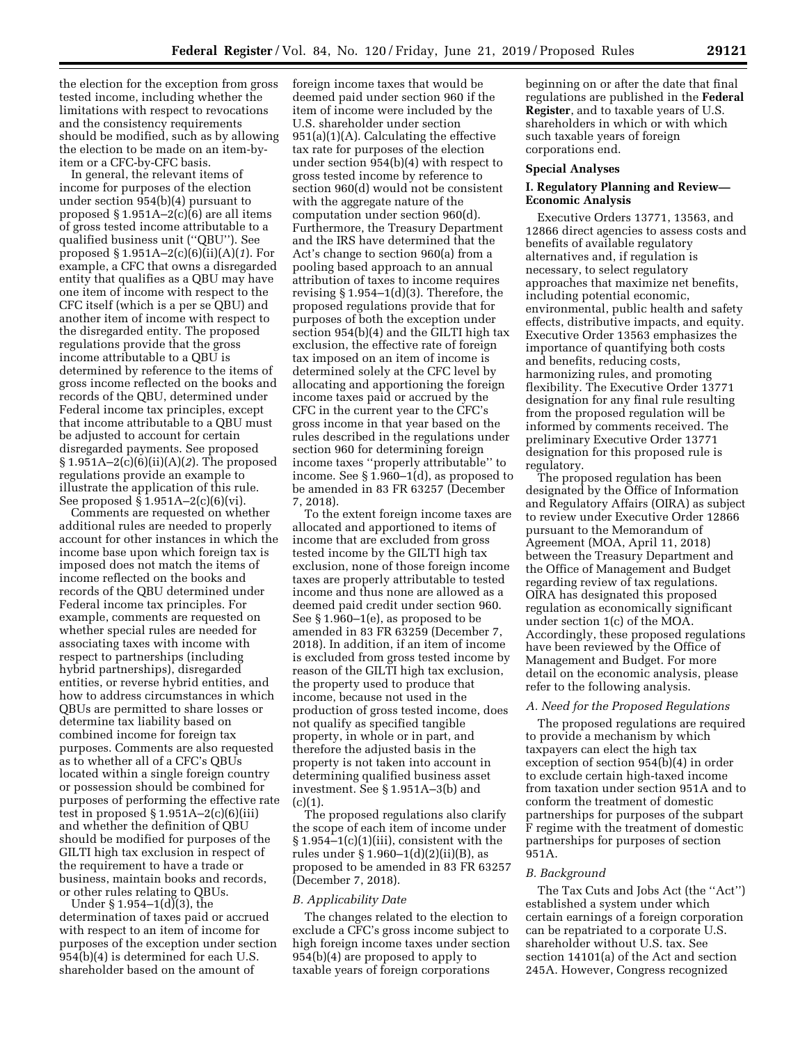the election for the exception from gross tested income, including whether the limitations with respect to revocations and the consistency requirements should be modified, such as by allowing the election to be made on an item-by-item or a CFC-by-CFC basis.

In general, the relevant items of income for purposes of the election under section 954(b)(4) pursuant to proposed § 1.951A–2(c)(6) are all items of gross tested income attributable to a qualified business unit (''QBU''). See proposed § 1.951A–2(c)(6)(ii)(A)(*1*). For example, a CFC that owns a disregarded entity that qualifies as a QBU may have one item of income with respect to the CFC itself (which is a per se QBU) and another item of income with respect to the disregarded entity. The proposed regulations provide that the gross income attributable to a QBU is determined by reference to the items of gross income reflected on the books and records of the QBU, determined under Federal income tax principles, except that income attributable to a QBU must be adjusted to account for certain disregarded payments. See proposed § 1.951A–2(c)(6)(ii)(A)(*2*). The proposed regulations provide an example to illustrate the application of this rule. See proposed § 1.951A–2(c)(6)(vi).

Comments are requested on whether additional rules are needed to properly account for other instances in which the income base upon which foreign tax is imposed does not match the items of income reflected on the books and records of the QBU determined under Federal income tax principles. For example, comments are requested on whether special rules are needed for associating taxes with income with respect to partnerships (including hybrid partnerships), disregarded entities, or reverse hybrid entities, and how to address circumstances in which QBUs are permitted to share losses or determine tax liability based on combined income for foreign tax purposes. Comments are also requested as to whether all of a CFC's QBUs located within a single foreign country or possession should be combined for purposes of performing the effective rate test in proposed § 1.951A–2(c)(6)(iii) and whether the definition of QBU should be modified for purposes of the GILTI high tax exclusion in respect of the requirement to have a trade or business, maintain books and records, or other rules relating to QBUs.

Under § 1.954–1(d)(3), the determination of taxes paid or accrued with respect to an item of income for purposes of the exception under section 954(b)(4) is determined for each U.S. shareholder based on the amount of foreign income taxes that would be deemed paid under section 960 if the item of income were included by the U.S. shareholder under section 951(a)(1)(A). Calculating the effective tax rate for purposes of the election under section 954(b)(4) with respect to gross tested income by reference to section 960(d) would not be consistent with the aggregate nature of the computation under section 960(d). Furthermore, the Treasury Department and the IRS have determined that the Act's change to section 960(a) from a pooling based approach to an annual attribution of taxes to income requires revising § 1.954–1(d)(3). Therefore, the proposed regulations provide that for purposes of both the exception under section 954(b)(4) and the GILTI high tax exclusion, the effective rate of foreign tax imposed on an item of income is determined solely at the CFC level by allocating and apportioning the foreign income taxes paid or accrued by the CFC in the current year to the CFC's gross income in that year based on the rules described in the regulations under section 960 for determining foreign income taxes ''properly attributable'' to income. See § 1.960–1(d), as proposed to be amended in 83 FR 63257 (December 7, 2018).

To the extent foreign income taxes are allocated and apportioned to items of income that are excluded from gross tested income by the GILTI high tax exclusion, none of those foreign income taxes are properly attributable to tested income and thus none are allowed as a deemed paid credit under section 960. See § 1.960–1(e), as proposed to be amended in 83 FR 63259 (December 7, 2018). In addition, if an item of income is excluded from gross tested income by reason of the GILTI high tax exclusion, the property used to produce that income, because not used in the production of gross tested income, does not qualify as specified tangible property, in whole or in part, and therefore the adjusted basis in the property is not taken into account in determining qualified business asset investment. See § 1.951A–3(b) and (c)(1).

The proposed regulations also clarify the scope of each item of income under § 1.954–1(c)(1)(iii), consistent with the rules under § 1.960–1(d)(2)(ii)(B), as proposed to be amended in 83 FR 63257 (December 7, 2018).

### *B. Applicability Date*

The changes related to the election to exclude a CFC's gross income subject to high foreign income taxes under section 954(b)(4) are proposed to apply to taxable years of foreign corporations beginning on or after the date that final regulations are published in the **Federal Register**, and to taxable years of U.S. shareholders in which or with which such taxable years of foreign corporations end.

## Special Analyses

### I. Regulatory Planning and Review—Economic Analysis

Executive Orders 13771, 13563, and 12866 direct agencies to assess costs and benefits of available regulatory alternatives and, if regulation is necessary, to select regulatory approaches that maximize net benefits, including potential economic, environmental, public health and safety effects, distributive impacts, and equity. Executive Order 13563 emphasizes the importance of quantifying both costs and benefits, reducing costs, harmonizing rules, and promoting flexibility. The Executive Order 13771 designation for any final rule resulting from the proposed regulation will be informed by comments received. The preliminary Executive Order 13771 designation for this proposed rule is regulatory.

The proposed regulation has been designated by the Office of Information and Regulatory Affairs (OIRA) as subject to review under Executive Order 12866 pursuant to the Memorandum of Agreement (MOA, April 11, 2018) between the Treasury Department and the Office of Management and Budget regarding review of tax regulations. OIRA has designated this proposed regulation as economically significant under section 1(c) of the MOA. Accordingly, these proposed regulations have been reviewed by the Office of Management and Budget. For more detail on the economic analysis, please refer to the following analysis.

#### *A. Need for the Proposed Regulations*

The proposed regulations are required to provide a mechanism by which taxpayers can elect the high tax exception of section 954(b)(4) in order to exclude certain high-taxed income from taxation under section 951A and to conform the treatment of domestic partnerships for purposes of the subpart F regime with the treatment of domestic partnerships for purposes of section 951A.

#### *B. Background*

The Tax Cuts and Jobs Act (the ''Act'') established a system under which certain earnings of a foreign corporation can be repatriated to a corporate U.S. shareholder without U.S. tax. See section 14101(a) of the Act and section 245A. However, Congress recognized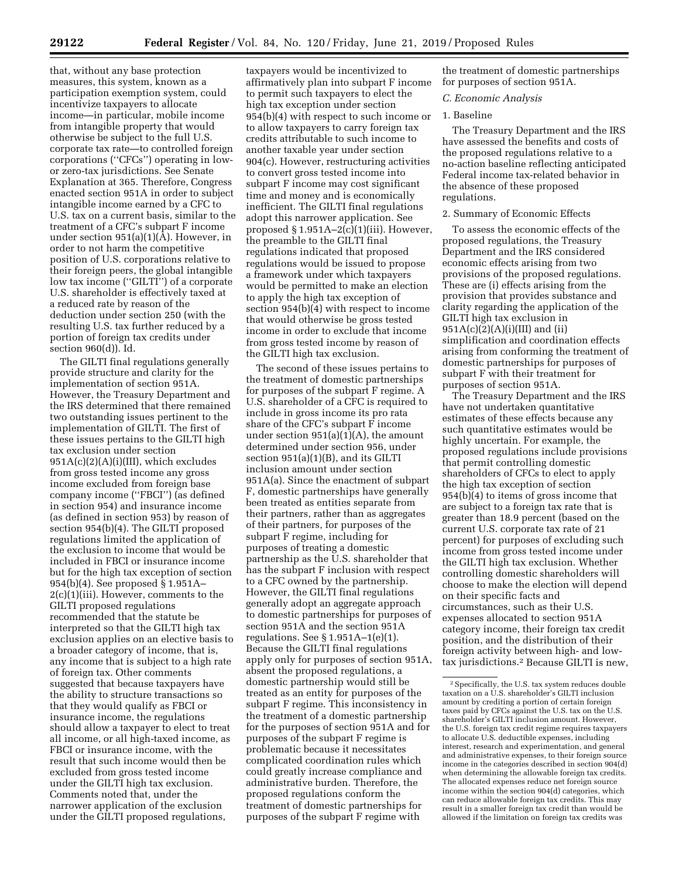that, without any base protection measures, this system, known as a participation exemption system, could incentivize taxpayers to allocate income—in particular, mobile income from intangible property that would otherwise be subject to the full U.S. corporate tax rate—to controlled foreign corporations (''CFCs'') operating in low- or zero-tax jurisdictions. See Senate Explanation at 365. Therefore, Congress enacted section 951A in order to subject intangible income earned by a CFC to U.S. tax on a current basis, similar to the treatment of a CFC's subpart F income under section 951(a)(1)(A). However, in order to not harm the competitive position of U.S. corporations relative to their foreign peers, the global intangible low tax income (''GILTI'') of a corporate U.S. shareholder is effectively taxed at a reduced rate by reason of the deduction under section 250 (with the resulting U.S. tax further reduced by a portion of foreign tax credits under section 960(d)). Id.

The GILTI final regulations generally provide structure and clarity for the implementation of section 951A. However, the Treasury Department and the IRS determined that there remained two outstanding issues pertinent to the implementation of GILTI. The first of these issues pertains to the GILTI high tax exclusion under section 951A(c)(2)(A)(i)(III), which excludes from gross tested income any gross income excluded from foreign base company income (''FBCI'') (as defined in section 954) and insurance income (as defined in section 953) by reason of section 954(b)(4). The GILTI proposed regulations limited the application of the exclusion to income that would be included in FBCI or insurance income but for the high tax exception of section 954(b)(4). See proposed § 1.951A–2(c)(1)(iii). However, comments to the GILTI proposed regulations recommended that the statute be interpreted so that the GILTI high tax exclusion applies on an elective basis to a broader category of income, that is, any income that is subject to a high rate of foreign tax. Other comments suggested that because taxpayers have the ability to structure transactions so that they would qualify as FBCI or insurance income, the regulations should allow a taxpayer to elect to treat all income, or all high-taxed income, as FBCI or insurance income, with the result that such income would then be excluded from gross tested income under the GILTI high tax exclusion. Comments noted that, under the narrower application of the exclusion under the GILTI proposed regulations, taxpayers would be incentivized to affirmatively plan into subpart F income to permit such taxpayers to elect the high tax exception under section 954(b)(4) with respect to such income or to allow taxpayers to carry foreign tax credits attributable to such income to another taxable year under section 904(c). However, restructuring activities to convert gross tested income into subpart F income may cost significant time and money and is economically inefficient. The GILTI final regulations adopt this narrower application. See proposed § 1.951A–2(c)(1)(iii). However, the preamble to the GILTI final regulations indicated that proposed regulations would be issued to propose a framework under which taxpayers would be permitted to make an election to apply the high tax exception of section 954(b)(4) with respect to income that would otherwise be gross tested income in order to exclude that income from gross tested income by reason of the GILTI high tax exclusion.

The second of these issues pertains to the treatment of domestic partnerships for purposes of the subpart F regime. A U.S. shareholder of a CFC is required to include in gross income its pro rata share of the CFC's subpart F income under section 951(a)(1)(A), the amount determined under section 956, under section 951(a)(1)(B), and its GILTI inclusion amount under section 951A(a). Since the enactment of subpart F, domestic partnerships have generally been treated as entities separate from their partners, rather than as aggregates of their partners, for purposes of the subpart F regime, including for purposes of treating a domestic partnership as the U.S. shareholder that has the subpart F inclusion with respect to a CFC owned by the partnership. However, the GILTI final regulations generally adopt an aggregate approach to domestic partnerships for purposes of section 951A and the section 951A regulations. See § 1.951A–1(e)(1). Because the GILTI final regulations apply only for purposes of section 951A, absent the proposed regulations, a domestic partnership would still be treated as an entity for purposes of the subpart F regime. This inconsistency in the treatment of a domestic partnership for the purposes of section 951A and for purposes of the subpart F regime is problematic because it necessitates complicated coordination rules which could greatly increase compliance and administrative burden. Therefore, the proposed regulations conform the treatment of domestic partnerships for purposes of the subpart F regime with the treatment of domestic partnerships for purposes of section 951A.

### *C. Economic Analysis*

1. Baseline

The Treasury Department and the IRS have assessed the benefits and costs of the proposed regulations relative to a no-action baseline reflecting anticipated Federal income tax-related behavior in the absence of these proposed regulations.

2. Summary of Economic Effects

To assess the economic effects of the proposed regulations, the Treasury Department and the IRS considered economic effects arising from two provisions of the proposed regulations. These are (i) effects arising from the provision that provides substance and clarity regarding the application of the GILTI high tax exclusion in 951A(c)(2)(A)(i)(III) and (ii) simplification and coordination effects arising from conforming the treatment of domestic partnerships for purposes of subpart F with their treatment for purposes of section 951A.

The Treasury Department and the IRS have not undertaken quantitative estimates of these effects because any such quantitative estimates would be highly uncertain. For example, the proposed regulations include provisions that permit controlling domestic shareholders of CFCs to elect to apply the high tax exception of section 954(b)(4) to items of gross income that are subject to a foreign tax rate that is greater than 18.9 percent (based on the current U.S. corporate tax rate of 21 percent) for purposes of excluding such income from gross tested income under the GILTI high tax exclusion. Whether controlling domestic shareholders will choose to make the election will depend on their specific facts and circumstances, such as their U.S. expenses allocated to section 951A category income, their foreign tax credit position, and the distribution of their foreign activity between high- and low-tax jurisdictions.[2] Because GILTI is new,

[2] Specifically, the U.S. tax system reduces double taxation on a U.S. shareholder's GILTI inclusion amount by crediting a portion of certain foreign taxes paid by CFCs against the U.S. tax on the U.S. shareholder's GILTI inclusion amount. However, the U.S. foreign tax credit regime requires taxpayers to allocate U.S. deductible expenses, including interest, research and experimentation, and general and administrative expenses, to their foreign source income in the categories described in section 904(d) when determining the allowable foreign tax credits. The allocated expenses reduce net foreign source income within the section 904(d) categories, which can reduce allowable foreign tax credits. This may result in a smaller foreign tax credit than would be allowed if the limitation on foreign tax credits was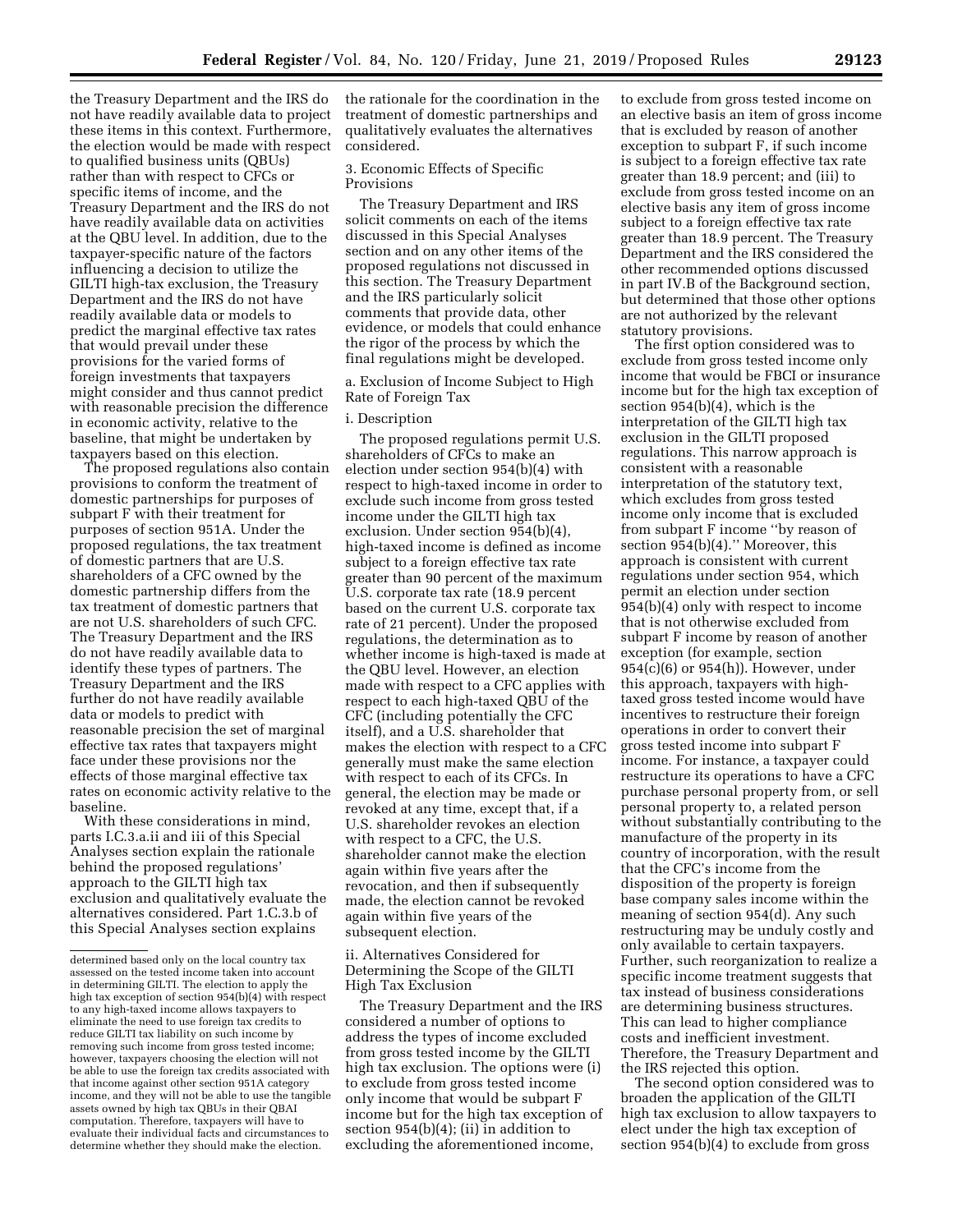the Treasury Department and the IRS do not have readily available data to project these items in this context. Furthermore, the election would be made with respect to qualified business units (QBUs) rather than with respect to CFCs or specific items of income, and the Treasury Department and the IRS do not have readily available data on activities at the QBU level. In addition, due to the taxpayer-specific nature of the factors influencing a decision to utilize the GILTI high-tax exclusion, the Treasury Department and the IRS do not have readily available data or models to predict the marginal effective tax rates that would prevail under these provisions for the varied forms of foreign investments that taxpayers might consider and thus cannot predict with reasonable precision the difference in economic activity, relative to the baseline, that might be undertaken by taxpayers based on this election.

The proposed regulations also contain provisions to conform the treatment of domestic partnerships for purposes of subpart F with their treatment for purposes of section 951A. Under the proposed regulations, the tax treatment of domestic partners that are U.S. shareholders of a CFC owned by the domestic partnership differs from the tax treatment of domestic partners that are not U.S. shareholders of such CFC. The Treasury Department and the IRS do not have readily available data to identify these types of partners. The Treasury Department and the IRS further do not have readily available data or models to predict with reasonable precision the set of marginal effective tax rates that taxpayers might face under these provisions nor the effects of those marginal effective tax rates on economic activity relative to the baseline.

With these considerations in mind, parts I.C.3.a.ii and iii of this Special Analyses section explain the rationale behind the proposed regulations' approach to the GILTI high tax exclusion and qualitatively evaluate the alternatives considered. Part 1.C.3.b of this Special Analyses section explains the rationale for the coordination in the treatment of domestic partnerships and qualitatively evaluates the alternatives considered.

3. Economic Effects of Specific Provisions

The Treasury Department and IRS solicit comments on each of the items discussed in this Special Analyses section and on any other items of the proposed regulations not discussed in this section. The Treasury Department and the IRS particularly solicit comments that provide data, other evidence, or models that could enhance the rigor of the process by which the final regulations might be developed.

a. Exclusion of Income Subject to High Rate of Foreign Tax

i. Description

The proposed regulations permit U.S. shareholders of CFCs to make an election under section 954(b)(4) with respect to high-taxed income in order to exclude such income from gross tested income under the GILTI high tax exclusion. Under section 954(b)(4), high-taxed income is defined as income subject to a foreign effective tax rate greater than 90 percent of the maximum U.S. corporate tax rate (18.9 percent based on the current U.S. corporate tax rate of 21 percent). Under the proposed regulations, the determination as to whether income is high-taxed is made at the QBU level. However, an election made with respect to a CFC applies with respect to each high-taxed QBU of the CFC (including potentially the CFC itself), and a U.S. shareholder that makes the election with respect to a CFC generally must make the same election with respect to each of its CFCs. In general, the election may be made or revoked at any time, except that, if a U.S. shareholder revokes an election with respect to a CFC, the U.S. shareholder cannot make the election again within five years after the revocation, and then if subsequently made, the election cannot be revoked again within five years of the subsequent election.

ii. Alternatives Considered for Determining the Scope of the GILTI High Tax Exclusion

The Treasury Department and the IRS considered a number of options to address the types of income excluded from gross tested income by the GILTI high tax exclusion. The options were (i) to exclude from gross tested income only income that would be subpart F income but for the high tax exception of section 954(b)(4); (ii) in addition to excluding the aforementioned income, to exclude from gross tested income on an elective basis an item of gross income that is excluded by reason of another exception to subpart F, if such income is subject to a foreign effective tax rate greater than 18.9 percent; and (iii) to exclude from gross tested income on an elective basis any item of gross income subject to a foreign effective tax rate greater than 18.9 percent. The Treasury Department and the IRS considered the other recommended options discussed in part IV.B of the Background section, but determined that those other options are not authorized by the relevant statutory provisions.

The first option considered was to exclude from gross tested income only income that would be FBCI or insurance income but for the high tax exception of section 954(b)(4), which is the interpretation of the GILTI high tax exclusion in the GILTI proposed regulations. This narrow approach is consistent with a reasonable interpretation of the statutory text, which excludes from gross tested income only income that is excluded from subpart F income "by reason of section 954(b)(4)." Moreover, this approach is consistent with current regulations under section 954, which permit an election under section 954(b)(4) only with respect to income that is not otherwise excluded from subpart F income by reason of another exception (for example, section 954(c)(6) or 954(h)). However, under this approach, taxpayers with high-taxed gross tested income would have incentives to restructure their foreign operations in order to convert their gross tested income into subpart F income. For instance, a taxpayer could restructure its operations to have a CFC purchase personal property from, or sell personal property to, a related person without substantially contributing to the manufacture of the property in its country of incorporation, with the result that the CFC's income from the disposition of the property is foreign base company sales income within the meaning of section 954(d). Any such restructuring may be unduly costly and only available to certain taxpayers. Further, such reorganization to realize a specific income treatment suggests that tax instead of business considerations are determining business structures. This can lead to higher compliance costs and inefficient investment. Therefore, the Treasury Department and the IRS rejected this option.

The second option considered was to broaden the application of the GILTI high tax exclusion to allow taxpayers to elect under the high tax exception of section 954(b)(4) to exclude from gross

---

determined based only on the local country tax assessed on the tested income taken into account in determining GILTI. The election to apply the high tax exception of section 954(b)(4) with respect to any high-taxed income allows taxpayers to eliminate the need to use foreign tax credits to reduce GILTI tax liability on such income by removing such income from gross tested income; however, taxpayers choosing the election will not be able to use the foreign tax credits associated with that income against other section 951A category income, and they will not be able to use the tangible assets owned by high tax QBUs in their QBAI computation. Therefore, taxpayers will have to evaluate their individual facts and circumstances to determine whether they should make the election.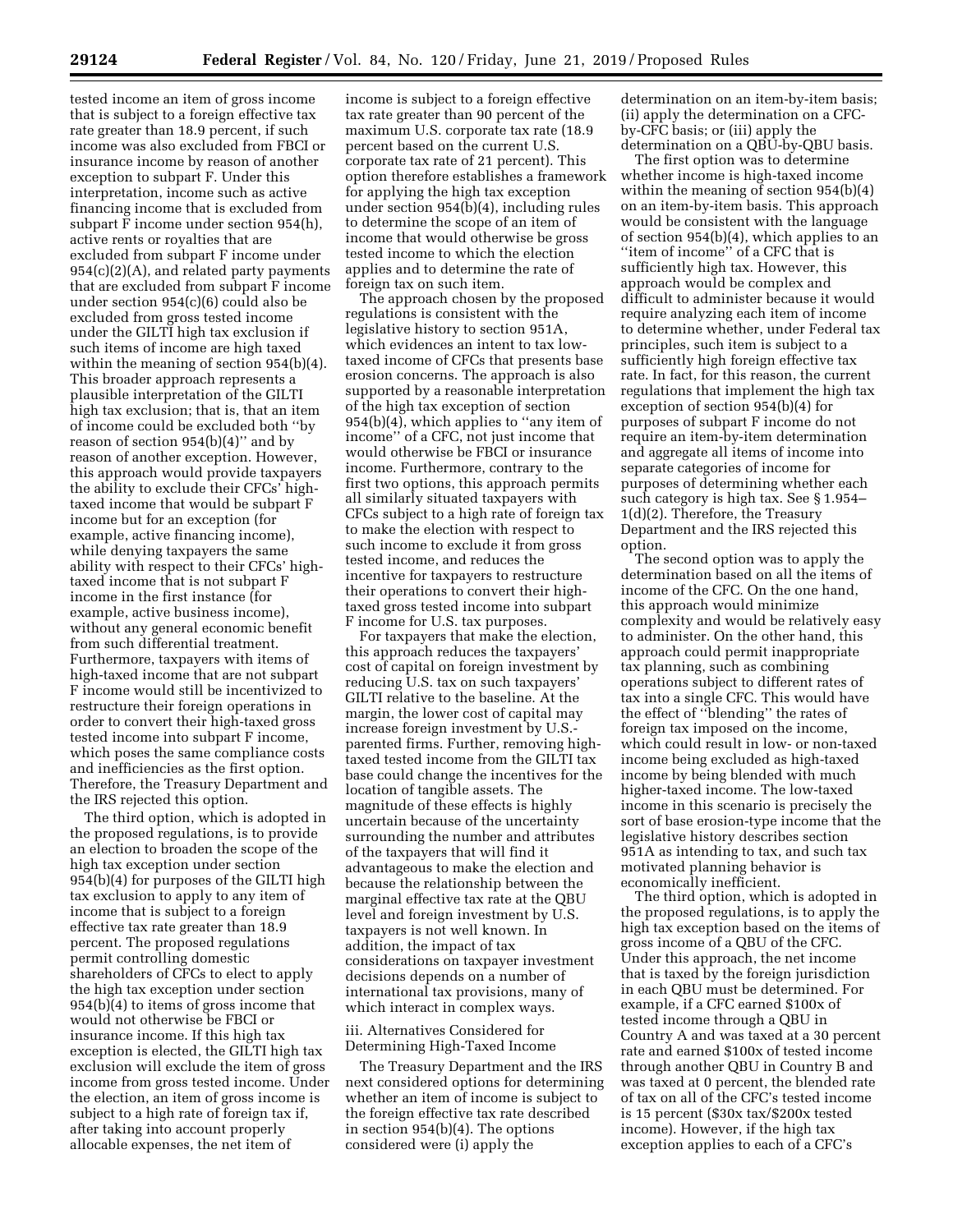tested income an item of gross income that is subject to a foreign effective tax rate greater than 18.9 percent, if such income was also excluded from FBCI or insurance income by reason of another exception to subpart F. Under this interpretation, income such as active financing income that is excluded from subpart F income under section 954(h), active rents or royalties that are excluded from subpart F income under 954(c)(2)(A), and related party payments that are excluded from subpart F income under section 954(c)(6) could also be excluded from gross tested income under the GILTI high tax exclusion if such items of income are high taxed within the meaning of section 954(b)(4). This broader approach represents a plausible interpretation of the GILTI high tax exclusion; that is, that an item of income could be excluded both ''by reason of section 954(b)(4)'' and by reason of another exception. However, this approach would provide taxpayers the ability to exclude their CFCs' high-taxed income that would be subpart F income but for an exception (for example, active financing income), while denying taxpayers the same ability with respect to their CFCs' high-taxed income that is not subpart F income in the first instance (for example, active business income), without any general economic benefit from such differential treatment. Furthermore, taxpayers with items of high-taxed income that are not subpart F income would still be incentivized to restructure their foreign operations in order to convert their high-taxed gross tested income into subpart F income, which poses the same compliance costs and inefficiencies as the first option. Therefore, the Treasury Department and the IRS rejected this option.

The third option, which is adopted in the proposed regulations, is to provide an election to broaden the scope of the high tax exception under section 954(b)(4) for purposes of the GILTI high tax exclusion to apply to any item of income that is subject to a foreign effective tax rate greater than 18.9 percent. The proposed regulations permit controlling domestic shareholders of CFCs to elect to apply the high tax exception under section 954(b)(4) to items of gross income that would not otherwise be FBCI or insurance income. If this high tax exception is elected, the GILTI high tax exclusion will exclude the item of gross income from gross tested income. Under the election, an item of gross income is subject to a high rate of foreign tax if, after taking into account properly allocable expenses, the net item of income is subject to a foreign effective tax rate greater than 90 percent of the maximum U.S. corporate tax rate (18.9 percent based on the current U.S. corporate tax rate of 21 percent). This option therefore establishes a framework for applying the high tax exception under section 954(b)(4), including rules to determine the scope of an item of income that would otherwise be gross tested income to which the election applies and to determine the rate of foreign tax on such item.

The approach chosen by the proposed regulations is consistent with the legislative history to section 951A, which evidences an intent to tax low-taxed income of CFCs that presents base erosion concerns. The approach is also supported by a reasonable interpretation of the high tax exception of section 954(b)(4), which applies to ''any item of income'' of a CFC, not just income that would otherwise be FBCI or insurance income. Furthermore, contrary to the first two options, this approach permits all similarly situated taxpayers with CFCs subject to a high rate of foreign tax to make the election with respect to such income to exclude it from gross tested income, and reduces the incentive for taxpayers to restructure their operations to convert their high-taxed gross tested income into subpart F income for U.S. tax purposes.

For taxpayers that make the election, this approach reduces the taxpayers' cost of capital on foreign investment by reducing U.S. tax on such taxpayers' GILTI relative to the baseline. At the margin, the lower cost of capital may increase foreign investment by U.S.-parented firms. Further, removing high-taxed tested income from the GILTI tax base could change the incentives for the location of tangible assets. The magnitude of these effects is highly uncertain because of the uncertainty surrounding the number and attributes of the taxpayers that will find it advantageous to make the election and because the relationship between the marginal effective tax rate at the QBU level and foreign investment by U.S. taxpayers is not well known. In addition, the impact of tax considerations on taxpayer investment decisions depends on a number of international tax provisions, many of which interact in complex ways.

iii. Alternatives Considered for Determining High-Taxed Income

The Treasury Department and the IRS next considered options for determining whether an item of income is subject to the foreign effective tax rate described in section 954(b)(4). The options considered were (i) apply the determination on an item-by-item basis; (ii) apply the determination on a CFC-by-CFC basis; or (iii) apply the determination on a QBU-by-QBU basis.

The first option was to determine whether income is high-taxed income within the meaning of section 954(b)(4) on an item-by-item basis. This approach would be consistent with the language of section 954(b)(4), which applies to an ''item of income'' of a CFC that is sufficiently high tax. However, this approach would be complex and difficult to administer because it would require analyzing each item of income to determine whether, under Federal tax principles, such item is subject to a sufficiently high foreign effective tax rate. In fact, for this reason, the current regulations that implement the high tax exception of section 954(b)(4) for purposes of subpart F income do not require an item-by-item determination and aggregate all items of income into separate categories of income for purposes of determining whether each such category is high tax. See § 1.954–1(d)(2). Therefore, the Treasury Department and the IRS rejected this option.

The second option was to apply the determination based on all the items of income of the CFC. On the one hand, this approach would minimize complexity and would be relatively easy to administer. On the other hand, this approach could permit inappropriate tax planning, such as combining operations subject to different rates of tax into a single CFC. This would have the effect of ''blending'' the rates of foreign tax imposed on the income, which could result in low- or non-taxed income being excluded as high-taxed income by being blended with much higher-taxed income. The low-taxed income in this scenario is precisely the sort of base erosion-type income that the legislative history describes section 951A as intending to tax, and such tax motivated planning behavior is economically inefficient.

The third option, which is adopted in the proposed regulations, is to apply the high tax exception based on the items of gross income of a QBU of the CFC. Under this approach, the net income that is taxed by the foreign jurisdiction in each QBU must be determined. For example, if a CFC earned \$100x of tested income through a QBU in Country A and was taxed at a 30 percent rate and earned \$100x of tested income through another QBU in Country B and was taxed at 0 percent, the blended rate of tax on all of the CFC's tested income is 15 percent (\$30x tax/\$200x tested income). However, if the high tax exception applies to each of a CFC's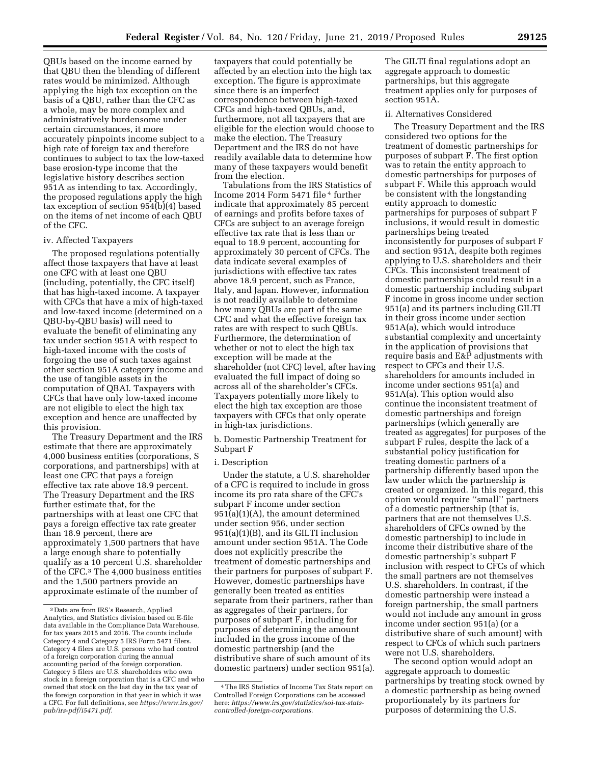QBUs based on the income earned by that QBU then the blending of different rates would be minimized. Although applying the high tax exception on the basis of a QBU, rather than the CFC as a whole, may be more complex and administratively burdensome under certain circumstances, it more accurately pinpoints income subject to a high rate of foreign tax and therefore continues to subject to tax the low-taxed base erosion-type income that the legislative history describes section 951A as intending to tax. Accordingly, the proposed regulations apply the high tax exception of section 954(b)(4) based on the items of net income of each QBU of the CFC.

#### iv. Affected Taxpayers

The proposed regulations potentially affect those taxpayers that have at least one CFC with at least one QBU (including, potentially, the CFC itself) that has high-taxed income. A taxpayer with CFCs that have a mix of high-taxed and low-taxed income (determined on a QBU-by-QBU basis) will need to evaluate the benefit of eliminating any tax under section 951A with respect to high-taxed income with the costs of forgoing the use of such taxes against other section 951A category income and the use of tangible assets in the computation of QBAI. Taxpayers with CFCs that have only low-taxed income are not eligible to elect the high tax exception and hence are unaffected by this provision.

The Treasury Department and the IRS estimate that there are approximately 4,000 business entities (corporations, S corporations, and partnerships) with at least one CFC that pays a foreign effective tax rate above 18.9 percent. The Treasury Department and the IRS further estimate that, for the partnerships with at least one CFC that pays a foreign effective tax rate greater than 18.9 percent, there are approximately 1,500 partners that have a large enough share to potentially qualify as a 10 percent U.S. shareholder of the CFC.[3] The 4,000 business entities and the 1,500 partners provide an approximate estimate of the number of taxpayers that could potentially be affected by an election into the high tax exception. The figure is approximate since there is an imperfect correspondence between high-taxed CFCs and high-taxed QBUs, and, furthermore, not all taxpayers that are eligible for the election would choose to make the election. The Treasury Department and the IRS do not have readily available data to determine how many of these taxpayers would benefit from the election.

Tabulations from the IRS Statistics of Income 2014 Form 5471 file[4] further indicate that approximately 85 percent of earnings and profits before taxes of CFCs are subject to an average foreign effective tax rate that is less than or equal to 18.9 percent, accounting for approximately 30 percent of CFCs. The data indicate several examples of jurisdictions with effective tax rates above 18.9 percent, such as France, Italy, and Japan. However, information is not readily available to determine how many QBUs are part of the same CFC and what the effective foreign tax rates are with respect to such QBUs. Furthermore, the determination of whether or not to elect the high tax exception will be made at the shareholder (not CFC) level, after having evaluated the full impact of doing so across all of the shareholder's CFCs. Taxpayers potentially more likely to elect the high tax exception are those taxpayers with CFCs that only operate in high-tax jurisdictions.

### b. Domestic Partnership Treatment for Subpart F

#### i. Description

Under the statute, a U.S. shareholder of a CFC is required to include in gross income its pro rata share of the CFC's subpart F income under section 951(a)(1)(A), the amount determined under section 956, under section 951(a)(1)(B), and its GILTI inclusion amount under section 951A. The Code does not explicitly prescribe the treatment of domestic partnerships and their partners for purposes of subpart F. However, domestic partnerships have generally been treated as entities separate from their partners, rather than as aggregates of their partners, for purposes of subpart F, including for purposes of determining the amount included in the gross income of the domestic partnership (and the distributive share of such amount of its domestic partners) under section 951(a). The GILTI final regulations adopt an aggregate approach to domestic partnerships, but this aggregate treatment applies only for purposes of section 951A.

#### ii. Alternatives Considered

The Treasury Department and the IRS considered two options for the treatment of domestic partnerships for purposes of subpart F. The first option was to retain the entity approach to domestic partnerships for purposes of subpart F. While this approach would be consistent with the longstanding entity approach to domestic partnerships for purposes of subpart F inclusions, it would result in domestic partnerships being treated inconsistently for purposes of subpart F and section 951A, despite both regimes applying to U.S. shareholders and their CFCs. This inconsistent treatment of domestic partnerships could result in a domestic partnership including subpart F income in gross income under section 951(a) and its partners including GILTI in their gross income under section 951A(a), which would introduce substantial complexity and uncertainty in the application of provisions that require basis and E&P adjustments with respect to CFCs and their U.S. shareholders for amounts included in income under sections 951(a) and 951A(a). This option would also continue the inconsistent treatment of domestic partnerships and foreign partnerships (which generally are treated as aggregates) for purposes of the subpart F rules, despite the lack of a substantial policy justification for treating domestic partners of a partnership differently based upon the law under which the partnership is created or organized. In this regard, this option would require ''small'' partners of a domestic partnership (that is, partners that are not themselves U.S. shareholders of CFCs owned by the domestic partnership) to include in income their distributive share of the domestic partnership's subpart F inclusion with respect to CFCs of which the small partners are not themselves U.S. shareholders. In contrast, if the domestic partnership were instead a foreign partnership, the small partners would not include any amount in gross income under section 951(a) (or a distributive share of such amount) with respect to CFCs of which such partners were not U.S. shareholders.

The second option would adopt an aggregate approach to domestic partnerships by treating stock owned by a domestic partnership as being owned proportionately by its partners for purposes of determining the U.S.

---

[3] Data are from IRS's Research, Applied Analytics, and Statistics division based on E-file data available in the Compliance Data Warehouse, for tax years 2015 and 2016. The counts include Category 4 and Category 5 IRS Form 5471 filers. Category 4 filers are U.S. persons who had control of a foreign corporation during the annual accounting period of the foreign corporation. Category 5 filers are U.S. shareholders who own stock in a foreign corporation that is a CFC and who owned that stock on the last day in the tax year of the foreign corporation in that year in which it was a CFC. For full definitions, see *https://www.irs.gov/pub/irs-pdf/i5471.pdf.*

[4] The IRS Statistics of Income Tax Stats report on Controlled Foreign Corporations can be accessed here: *https://www.irs.gov/statistics/soi-tax-stats-controlled-foreign-corporations.*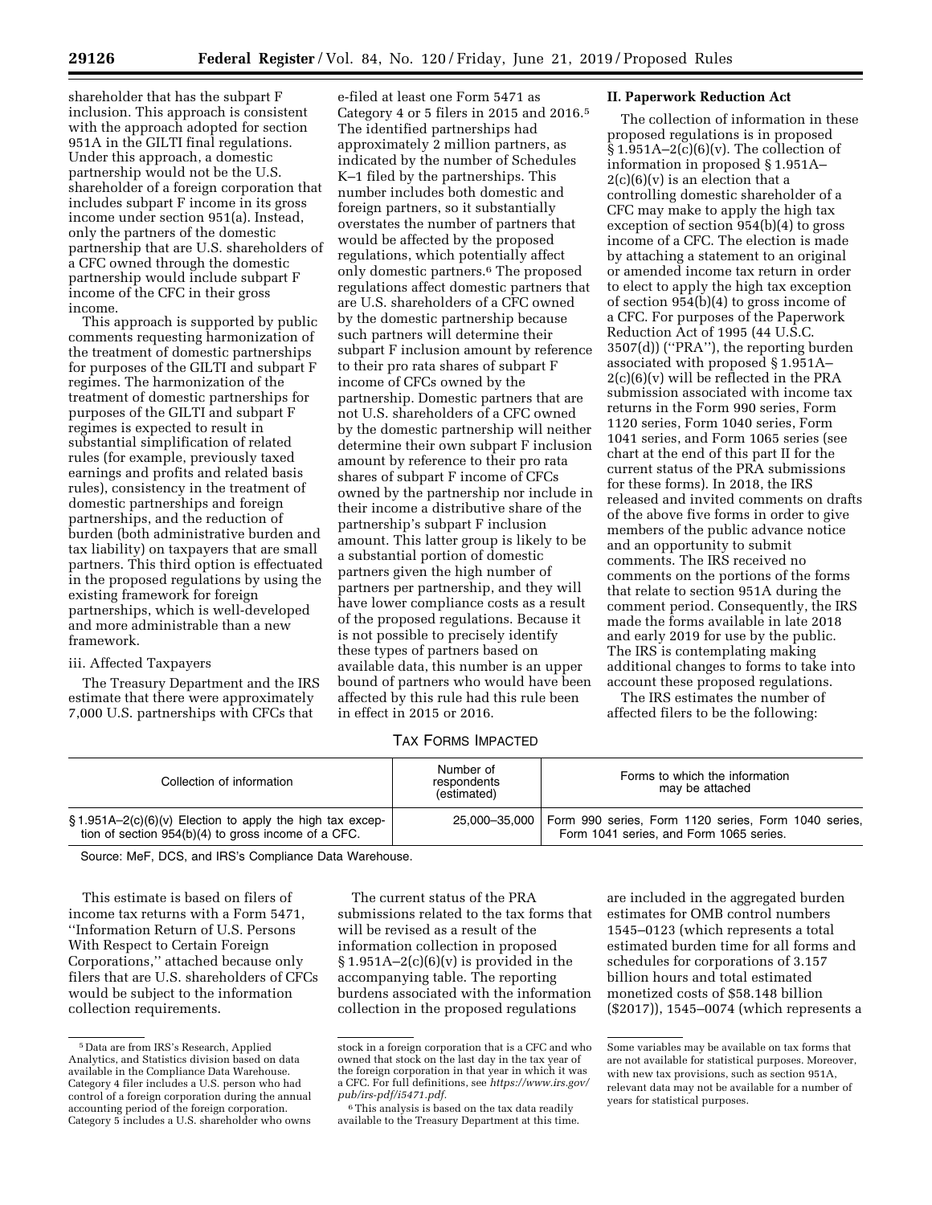shareholder that has the subpart F inclusion. This approach is consistent with the approach adopted for section 951A in the GILTI final regulations. Under this approach, a domestic partnership would not be the U.S. shareholder of a foreign corporation that includes subpart F income in its gross income under section 951(a). Instead, only the partners of the domestic partnership that are U.S. shareholders of a CFC owned through the domestic partnership would include subpart F income of the CFC in their gross income.

This approach is supported by public comments requesting harmonization of the treatment of domestic partnerships for purposes of the GILTI and subpart F regimes. The harmonization of the treatment of domestic partnerships for purposes of the GILTI and subpart F regimes is expected to result in substantial simplification of related rules (for example, previously taxed earnings and profits and related basis rules), consistency in the treatment of domestic partnerships and foreign partnerships, and the reduction of burden (both administrative burden and tax liability) on taxpayers that are small partners. This third option is effectuated in the proposed regulations by using the existing framework for foreign partnerships, which is well-developed and more administrable than a new framework.

iii. Affected Taxpayers

The Treasury Department and the IRS estimate that there were approximately 7,000 U.S. partnerships with CFCs that e-filed at least one Form 5471 as Category 4 or 5 filers in 2015 and 2016.[5] The identified partnerships had approximately 2 million partners, as indicated by the number of Schedules K–1 filed by the partnerships. This number includes both domestic and foreign partners, so it substantially overstates the number of partners that would be affected by the proposed regulations, which potentially affect only domestic partners.[6] The proposed regulations affect domestic partners that are U.S. shareholders of a CFC owned by the domestic partnership because such partners will determine their subpart F inclusion amount by reference to their pro rata shares of subpart F income of CFCs owned by the partnership. Domestic partners that are not U.S. shareholders of a CFC owned by the domestic partnership will neither determine their own subpart F inclusion amount by reference to their pro rata shares of subpart F income of CFCs owned by the partnership nor include in their income a distributive share of the partnership's subpart F inclusion amount. This latter group is likely to be a substantial portion of domestic partners given the high number of partners per partnership, and they will have lower compliance costs as a result of the proposed regulations. Because it is not possible to precisely identify these types of partners based on available data, this number is an upper bound of partners who would have been affected by this rule had this rule been in effect in 2015 or 2016.

## II. Paperwork Reduction Act

The collection of information in these proposed regulations is in proposed § 1.951A–2(c)(6)(v). The collection of information in proposed § 1.951A–2(c)(6)(v) is an election that a controlling domestic shareholder of a CFC may make to apply the high tax exception of section 954(b)(4) to gross income of a CFC. The election is made by attaching a statement to an original or amended income tax return in order to elect to apply the high tax exception of section 954(b)(4) to gross income of a CFC. For purposes of the Paperwork Reduction Act of 1995 (44 U.S.C. 3507(d)) (''PRA''), the reporting burden associated with proposed § 1.951A–2(c)(6)(v) will be reflected in the PRA submission associated with income tax returns in the Form 990 series, Form 1120 series, Form 1040 series, Form 1041 series, and Form 1065 series (see chart at the end of this part II for the current status of the PRA submissions for these forms). In 2018, the IRS released and invited comments on drafts of the above five forms in order to give members of the public advance notice and an opportunity to submit comments. The IRS received no comments on the portions of the forms that relate to section 951A during the comment period. Consequently, the IRS made the forms available in late 2018 and early 2019 for use by the public. The IRS is contemplating making additional changes to forms to take into account these proposed regulations.

The IRS estimates the number of affected filers to be the following:

TAX FORMS IMPACTED

| Collection of information | Number of respondents (estimated) | Forms to which the information may be attached |
|---|---|---|
| § 1.951A–2(c)(6)(v) Election to apply the high tax exception of section 954(b)(4) to gross income of a CFC. | 25,000–35,000 | Form 990 series, Form 1120 series, Form 1040 series, Form 1041 series, and Form 1065 series. |

Source: MeF, DCS, and IRS's Compliance Data Warehouse.

This estimate is based on filers of income tax returns with a Form 5471, ''Information Return of U.S. Persons With Respect to Certain Foreign Corporations,'' attached because only filers that are U.S. shareholders of CFCs would be subject to the information collection requirements.

The current status of the PRA submissions related to the tax forms that will be revised as a result of the information collection in proposed § 1.951A–2(c)(6)(v) is provided in the accompanying table. The reporting burdens associated with the information collection in the proposed regulations are included in the aggregated burden estimates for OMB control numbers 1545–0123 (which represents a total estimated burden time for all forms and schedules for corporations of 3.157 billion hours and total estimated monetized costs of $58.148 billion ($2017)), 1545–0074 (which represents a

[5] Data are from IRS's Research, Applied Analytics, and Statistics division based on data available in the Compliance Data Warehouse. Category 4 filer includes a U.S. person who had control of a foreign corporation during the annual accounting period of the foreign corporation. Category 5 includes a U.S. shareholder who owns stock in a foreign corporation that is a CFC and who owned that stock on the last day in the tax year of the foreign corporation in that year in which it was a CFC. For full definitions, see *https://www.irs.gov/pub/irs-pdf/i5471.pdf*.

[6] This analysis is based on the tax data readily available to the Treasury Department at this time. Some variables may be available on tax forms that are not available for statistical purposes. Moreover, with new tax provisions, such as section 951A, relevant data may not be available for a number of years for statistical purposes.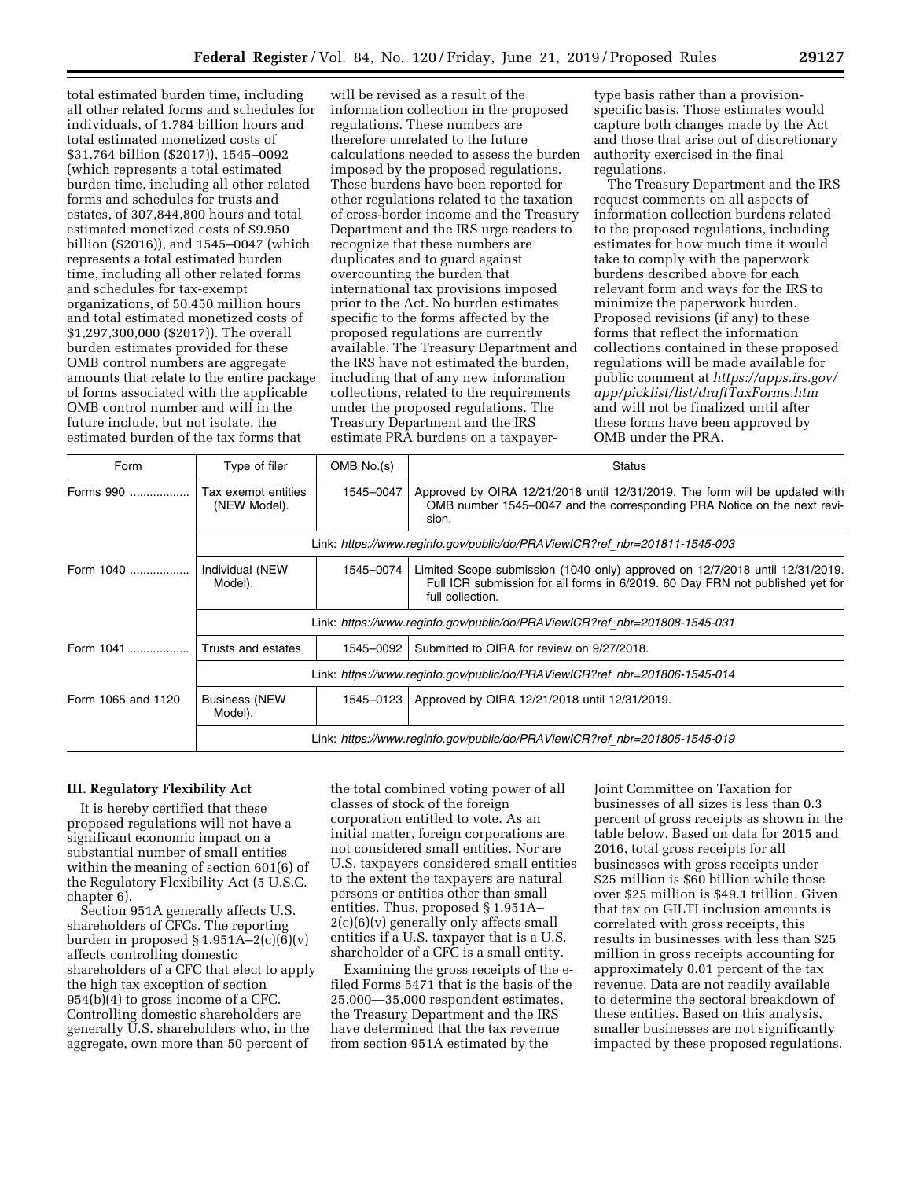total estimated burden time, including all other related forms and schedules for individuals, of 1.784 billion hours and total estimated monetized costs of $31.764 billion ($2017)), 1545–0092 (which represents a total estimated burden time, including all other related forms and schedules for trusts and estates, of 307,844,800 hours and total estimated monetized costs of $9.950 billion ($2016)), and 1545–0047 (which represents a total estimated burden time, including all other related forms and schedules for tax-exempt organizations, of 50.450 million hours and total estimated monetized costs of $1,297,300,000 ($2017)). The overall burden estimates provided for these OMB control numbers are aggregate amounts that relate to the entire package of forms associated with the applicable OMB control number and will in the future include, but not isolate, the estimated burden of the tax forms that will be revised as a result of the information collection in the proposed regulations. These numbers are therefore unrelated to the future calculations needed to assess the burden imposed by the proposed regulations. These burdens have been reported for other regulations related to the taxation of cross-border income and the Treasury Department and the IRS urge readers to recognize that these numbers are duplicates and to guard against overcounting the burden that international tax provisions imposed prior to the Act. No burden estimates specific to the forms affected by the proposed regulations are currently available. The Treasury Department and the IRS have not estimated the burden, including that of any new information collections, related to the requirements under the proposed regulations. The Treasury Department and the IRS estimate PRA burdens on a taxpayer-type basis rather than a provision-specific basis. Those estimates would capture both changes made by the Act and those that arise out of discretionary authority exercised in the final regulations.

The Treasury Department and the IRS request comments on all aspects of information collection burdens related to the proposed regulations, including estimates for how much time it would take to comply with the paperwork burdens described above for each relevant form and ways for the IRS to minimize the paperwork burden. Proposed revisions (if any) to these forms that reflect the information collections contained in these proposed regulations will be made available for public comment at *https://apps.irs.gov/app/picklist/list/draftTaxForms.htm* and will not be finalized until after these forms have been approved by OMB under the PRA.

| Form | Type of filer | OMB No.(s) | Status |
|---|---|---|---|
| Forms 990 | Tax exempt entities (NEW Model). | 1545–0047 | Approved by OIRA 12/21/2018 until 12/31/2019. The form will be updated with OMB number 1545–0047 and the corresponding PRA Notice on the next revision. |
| | Link: *https://www.reginfo.gov/public/do/PRAViewICR?ref_nbr=201811-1545-003* | | |
| Form 1040 | Individual (NEW Model). | 1545–0074 | Limited Scope submission (1040 only) approved on 12/7/2018 until 12/31/2019. Full ICR submission for all forms in 6/2019. 60 Day FRN not published yet for full collection. |
| | Link: *https://www.reginfo.gov/public/do/PRAViewICR?ref_nbr=201808-1545-031* | | |
| Form 1041 | Trusts and estates | 1545–0092 | Submitted to OIRA for review on 9/27/2018. |
| | Link: *https://www.reginfo.gov/public/do/PRAViewICR?ref_nbr=201806-1545-014* | | |
| Form 1065 and 1120 | Business (NEW Model). | 1545–0123 | Approved by OIRA 12/21/2018 until 12/31/2019. |
| | Link: *https://www.reginfo.gov/public/do/PRAViewICR?ref_nbr=201805-1545-019* | | |

### III. Regulatory Flexibility Act

It is hereby certified that these proposed regulations will not have a significant economic impact on a substantial number of small entities within the meaning of section 601(6) of the Regulatory Flexibility Act (5 U.S.C. chapter 6).

Section 951A generally affects U.S. shareholders of CFCs. The reporting burden in proposed § 1.951A–2(c)(6)(v) affects controlling domestic shareholders of a CFC that elect to apply the high tax exception of section 954(b)(4) to gross income of a CFC. Controlling domestic shareholders are generally U.S. shareholders who, in the aggregate, own more than 50 percent of the total combined voting power of all classes of stock of the foreign corporation entitled to vote. As an initial matter, foreign corporations are not considered small entities. Nor are U.S. taxpayers considered small entities to the extent the taxpayers are natural persons or entities other than small entities. Thus, proposed § 1.951A–2(c)(6)(v) generally only affects small entities if a U.S. taxpayer that is a U.S. shareholder of a CFC is a small entity.

Examining the gross receipts of the e-filed Forms 5471 that is the basis of the 25,000—35,000 respondent estimates, the Treasury Department and the IRS have determined that the tax revenue from section 951A estimated by the Joint Committee on Taxation for businesses of all sizes is less than 0.3 percent of gross receipts as shown in the table below. Based on data for 2015 and 2016, total gross receipts for all businesses with gross receipts under $25 million is $60 billion while those over $25 million is $49.1 trillion. Given that tax on GILTI inclusion amounts is correlated with gross receipts, this results in businesses with less than $25 million in gross receipts accounting for approximately 0.01 percent of the tax revenue. Data are not readily available to determine the sectoral breakdown of these entities. Based on this analysis, smaller businesses are not significantly impacted by these proposed regulations.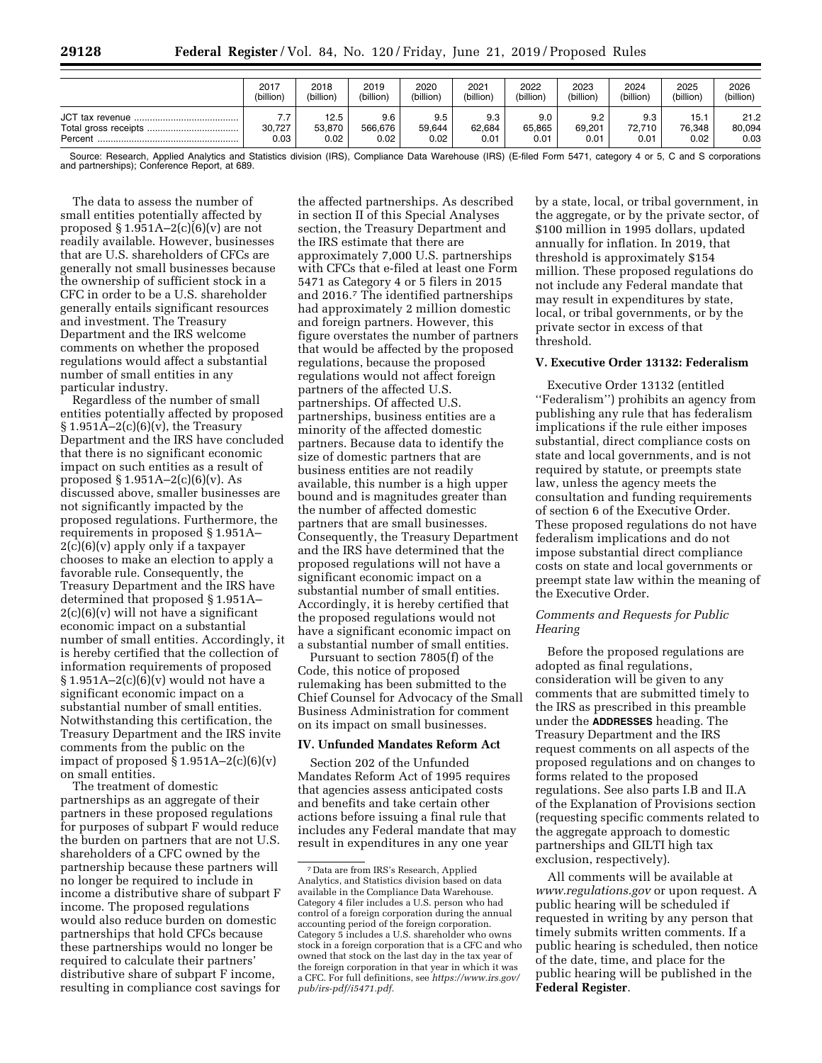| | 2017 (billion) | 2018 (billion) | 2019 (billion) | 2020 (billion) | 2021 (billion) | 2022 (billion) | 2023 (billion) | 2024 (billion) | 2025 (billion) | 2026 (billion) |
|---|---|---|---|---|---|---|---|---|---|---|
| JCT tax revenue | 7.7 | 12.5 | 9.6 | 9.5 | 9.3 | 9.0 | 9.2 | 9.3 | 15.1 | 21.2 |
| Total gross receipts | 30,727 | 53,870 | 566,676 | 59,644 | 62,684 | 65,865 | 69,201 | 72,710 | 76,348 | 80,094 |
| Percent | 0.03 | 0.02 | 0.02 | 0.02 | 0.01 | 0.01 | 0.01 | 0.01 | 0.02 | 0.03 |

Source: Research, Applied Analytics and Statistics division (IRS), Compliance Data Warehouse (IRS) (E-filed Form 5471, category 4 or 5, C and S corporations and partnerships); Conference Report, at 689.

The data to assess the number of small entities potentially affected by proposed § 1.951A–2(c)(6)(v) are not readily available. However, businesses that are U.S. shareholders of CFCs are generally not small businesses because the ownership of sufficient stock in a CFC in order to be a U.S. shareholder generally entails significant resources and investment. The Treasury Department and the IRS welcome comments on whether the proposed regulations would affect a substantial number of small entities in any particular industry.

Regardless of the number of small entities potentially affected by proposed § 1.951A–2(c)(6)(v), the Treasury Department and the IRS have concluded that there is no significant economic impact on such entities as a result of proposed § 1.951A–2(c)(6)(v). As discussed above, smaller businesses are not significantly impacted by the proposed regulations. Furthermore, the requirements in proposed § 1.951A–2(c)(6)(v) apply only if a taxpayer chooses to make an election to apply a favorable rule. Consequently, the Treasury Department and the IRS have determined that proposed § 1.951A–2(c)(6)(v) will not have a significant economic impact on a substantial number of small entities. Accordingly, it is hereby certified that the collection of information requirements of proposed § 1.951A–2(c)(6)(v) would not have a significant economic impact on a substantial number of small entities. Notwithstanding this certification, the Treasury Department and the IRS invite comments from the public on the impact of proposed § 1.951A–2(c)(6)(v) on small entities.

The treatment of domestic partnerships as an aggregate of their partners in these proposed regulations for purposes of subpart F would reduce the burden on partners that are not U.S. shareholders of a CFC owned by the partnership because these partners will no longer be required to include in income a distributive share of subpart F income. The proposed regulations would also reduce burden on domestic partnerships that hold CFCs because these partnerships would no longer be required to calculate their partners' distributive share of subpart F income, resulting in compliance cost savings for the affected partnerships. As described in section II of this Special Analyses section, the Treasury Department and the IRS estimate that there are approximately 7,000 U.S. partnerships with CFCs that e-filed at least one Form 5471 as Category 4 or 5 filers in 2015 and 2016.[7] The identified partnerships had approximately 2 million domestic and foreign partners. However, this figure overstates the number of partners that would be affected by the proposed regulations, because the proposed regulations would not affect foreign partners of the affected U.S. partnerships. Of affected U.S. partnerships, business entities are a minority of the affected domestic partners. Because data to identify the size of domestic partners that are business entities are not readily available, this number is a high upper bound and is magnitudes greater than the number of affected domestic partners that are small businesses. Consequently, the Treasury Department and the IRS have determined that the proposed regulations will not have a significant economic impact on a substantial number of small entities. Accordingly, it is hereby certified that the proposed regulations would not have a significant economic impact on a substantial number of small entities.

Pursuant to section 7805(f) of the Code, this notice of proposed rulemaking has been submitted to the Chief Counsel for Advocacy of the Small Business Administration for comment on its impact on small businesses.

## IV. Unfunded Mandates Reform Act

Section 202 of the Unfunded Mandates Reform Act of 1995 requires that agencies assess anticipated costs and benefits and take certain other actions before issuing a final rule that includes any Federal mandate that may result in expenditures in any one year by a state, local, or tribal government, in the aggregate, or by the private sector, of $100 million in 1995 dollars, updated annually for inflation. In 2019, that threshold is approximately $154 million. These proposed regulations do not include any Federal mandate that may result in expenditures by state, local, or tribal governments, or by the private sector in excess of that threshold.

## V. Executive Order 13132: Federalism

Executive Order 13132 (entitled "Federalism") prohibits an agency from publishing any rule that has federalism implications if the rule either imposes substantial, direct compliance costs on state and local governments, and is not required by statute, or preempts state law, unless the agency meets the consultation and funding requirements of section 6 of the Executive Order. These proposed regulations do not have federalism implications and do not impose substantial direct compliance costs on state and local governments or preempt state law within the meaning of the Executive Order.

### *Comments and Requests for Public Hearing*

Before the proposed regulations are adopted as final regulations, consideration will be given to any comments that are submitted timely to the IRS as prescribed in this preamble under the **ADDRESSES** heading. The Treasury Department and the IRS request comments on all aspects of the proposed regulations and on changes to forms related to the proposed regulations. See also parts I.B and II.A of the Explanation of Provisions section (requesting specific comments related to the aggregate approach to domestic partnerships and GILTI high tax exclusion, respectively).

All comments will be available at *www.regulations.gov* or upon request. A public hearing will be scheduled if requested in writing by any person that timely submits written comments. If a public hearing is scheduled, then notice of the date, time, and place for the public hearing will be published in the **Federal Register**.

[7] Data are from IRS's Research, Applied Analytics, and Statistics division based on data available in the Compliance Data Warehouse. Category 4 filer includes a U.S. person who had control of a foreign corporation during the annual accounting period of the foreign corporation. Category 5 includes a U.S. shareholder who owns stock in a foreign corporation that is a CFC and who owned that stock on the last day in the tax year of the foreign corporation in that year in which it was a CFC. For full definitions, see *https://www.irs.gov/pub/irs-pdf/i5471.pdf*.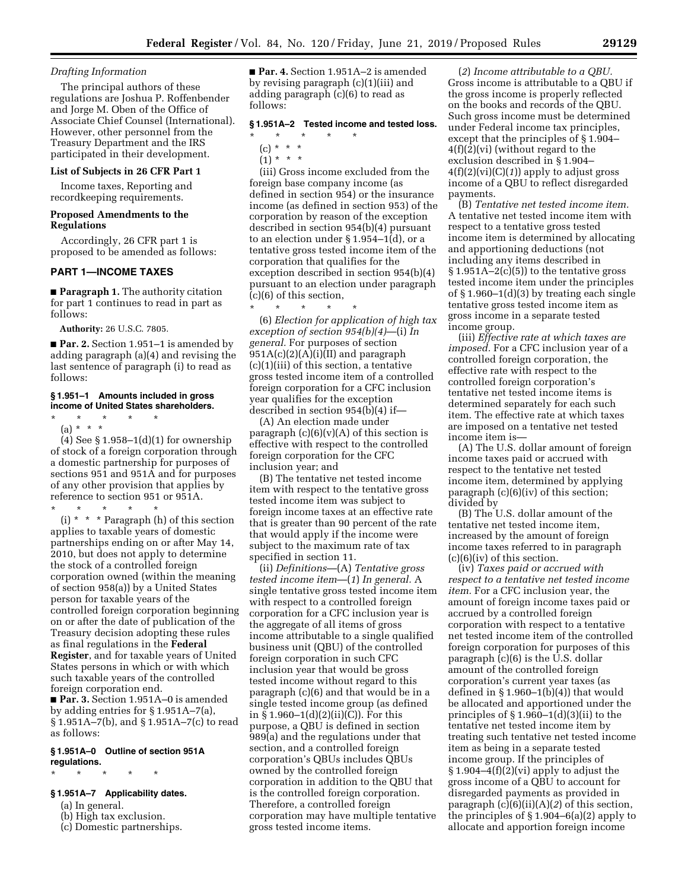*Drafting Information*

The principal authors of these regulations are Joshua P. Roffenbender and Jorge M. Oben of the Office of Associate Chief Counsel (International). However, other personnel from the Treasury Department and the IRS participated in their development.

**List of Subjects in 26 CFR Part 1**

Income taxes, Reporting and recordkeeping requirements.

**Proposed Amendments to the Regulations**

Accordingly, 26 CFR part 1 is proposed to be amended as follows:

**PART 1—INCOME TAXES**

■ **Paragraph 1.** The authority citation for part 1 continues to read in part as follows:

**Authority:** 26 U.S.C. 7805.

■ **Par. 2.** Section 1.951–1 is amended by adding paragraph (a)(4) and revising the last sentence of paragraph (i) to read as follows:

**§ 1.951–1 Amounts included in gross income of United States shareholders.**

\* \* \* \* \*

(a) \* \* \*

(4) See § 1.958–1(d)(1) for ownership of stock of a foreign corporation through a domestic partnership for purposes of sections 951 and 951A and for purposes of any other provision that applies by reference to section 951 or 951A.

\* \* \* \* \*

(i) \* \* \* Paragraph (h) of this section applies to taxable years of domestic partnerships ending on or after May 14, 2010, but does not apply to determine the stock of a controlled foreign corporation owned (within the meaning of section 958(a)) by a United States person for taxable years of the controlled foreign corporation beginning on or after the date of publication of the Treasury decision adopting these rules as final regulations in the **Federal Register**, and for taxable years of United States persons in which or with which such taxable years of the controlled foreign corporation end.

■ **Par. 3.** Section 1.951A–0 is amended by adding entries for § 1.951A–7(a), § 1.951A–7(b), and § 1.951A–7(c) to read as follows:

**§ 1.951A–0 Outline of section 951A regulations.**

\* \* \* \* \*

**§ 1.951A–7 Applicability dates.**

(a) In general.
(b) High tax exclusion.
(c) Domestic partnerships.

■ **Par. 4.** Section 1.951A–2 is amended by revising paragraph (c)(1)(iii) and adding paragraph (c)(6) to read as follows:

**§ 1.951A–2 Tested income and tested loss.**

\* \* \* \* \*

(c) \* \* \*

(1) \* \* \*

(iii) Gross income excluded from the foreign base company income (as defined in section 954) or the insurance income (as defined in section 953) of the corporation by reason of the exception described in section 954(b)(4) pursuant to an election under § 1.954–1(d), or a tentative gross tested income item of the corporation that qualifies for the exception described in section 954(b)(4) pursuant to an election under paragraph (c)(6) of this section,

\* \* \* \* \*

(6) *Election for application of high tax exception of section 954(b)(4)*—(i) *In general.* For purposes of section 951A(c)(2)(A)(i)(II) and paragraph (c)(1)(iii) of this section, a tentative gross tested income item of a controlled foreign corporation for a CFC inclusion year qualifies for the exception described in section 954(b)(4) if—

(A) An election made under paragraph (c)(6)(v)(A) of this section is effective with respect to the controlled foreign corporation for the CFC inclusion year; and

(B) The tentative net tested income item with respect to the tentative gross tested income item was subject to foreign income taxes at an effective rate that is greater than 90 percent of the rate that would apply if the income were subject to the maximum rate of tax specified in section 11.

(ii) *Definitions*—(A) *Tentative gross tested income item*—(*1*) *In general.* A single tentative gross tested income item with respect to a controlled foreign corporation for a CFC inclusion year is the aggregate of all items of gross income attributable to a single qualified business unit (QBU) of the controlled foreign corporation in such CFC inclusion year that would be gross tested income without regard to this paragraph (c)(6) and that would be in a single tested income group (as defined in § 1.960–1(d)(2)(ii)(C)). For this purpose, a QBU is defined in section 989(a) and the regulations under that section, and a controlled foreign corporation's QBUs includes QBUs owned by the controlled foreign corporation in addition to the QBU that is the controlled foreign corporation. Therefore, a controlled foreign corporation may have multiple tentative gross tested income items.

(*2*) *Income attributable to a QBU.* Gross income is attributable to a QBU if the gross income is properly reflected on the books and records of the QBU. Such gross income must be determined under Federal income tax principles, except that the principles of § 1.904–4(f)(2)(vi) (without regard to the exclusion described in § 1.904–4(f)(2)(vi)(C)(*1*)) apply to adjust gross income of a QBU to reflect disregarded payments.

(B) *Tentative net tested income item.* A tentative net tested income item with respect to a tentative gross tested income item is determined by allocating and apportioning deductions (not including any items described in § 1.951A–2(c)(5)) to the tentative gross tested income item under the principles of § 1.960–1(d)(3) by treating each single tentative gross tested income item as gross income in a separate tested income group.

(iii) *Effective rate at which taxes are imposed.* For a CFC inclusion year of a controlled foreign corporation, the effective rate with respect to the controlled foreign corporation's tentative net tested income items is determined separately for each such item. The effective rate at which taxes are imposed on a tentative net tested income item is—

(A) The U.S. dollar amount of foreign income taxes paid or accrued with respect to the tentative net tested income item, determined by applying paragraph (c)(6)(iv) of this section; divided by

(B) The U.S. dollar amount of the tentative net tested income item, increased by the amount of foreign income taxes referred to in paragraph (c)(6)(iv) of this section.

(iv) *Taxes paid or accrued with respect to a tentative net tested income item.* For a CFC inclusion year, the amount of foreign income taxes paid or accrued by a controlled foreign corporation with respect to a tentative net tested income item of the controlled foreign corporation for purposes of this paragraph (c)(6) is the U.S. dollar amount of the controlled foreign corporation's current year taxes (as defined in § 1.960–1(b)(4)) that would be allocated and apportioned under the principles of § 1.960–1(d)(3)(ii) to the tentative net tested income item by treating such tentative net tested income item as being in a separate tested income group. If the principles of § 1.904–4(f)(2)(vi) apply to adjust the gross income of a QBU to account for disregarded payments as provided in paragraph (c)(6)(ii)(A)(*2*) of this section, the principles of § 1.904–6(a)(2) apply to allocate and apportion foreign income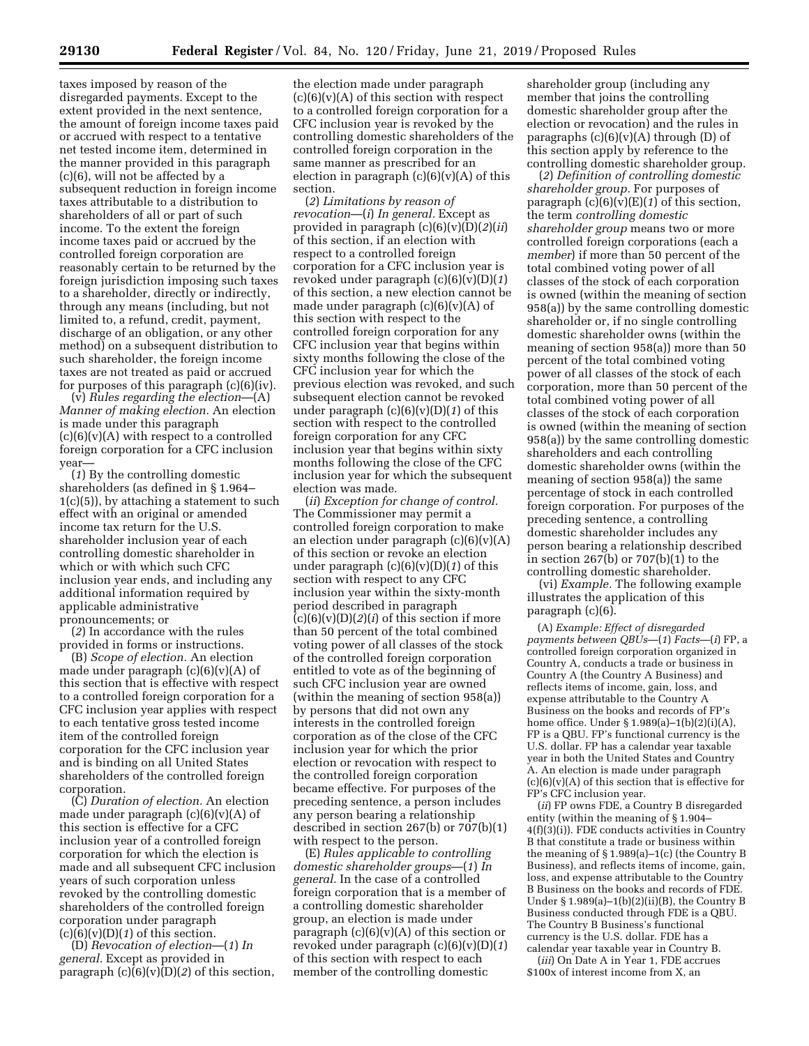taxes imposed by reason of the disregarded payments. Except to the extent provided in the next sentence, the amount of foreign income taxes paid or accrued with respect to a tentative net tested income item, determined in the manner provided in this paragraph (c)(6), will not be affected by a subsequent reduction in foreign income taxes attributable to a distribution to shareholders of all or part of such income. To the extent the foreign income taxes paid or accrued by the controlled foreign corporation are reasonably certain to be returned by the foreign jurisdiction imposing such taxes to a shareholder, directly or indirectly, through any means (including, but not limited to, a refund, credit, payment, discharge of an obligation, or any other method) on a subsequent distribution to such shareholder, the foreign income taxes are not treated as paid or accrued for purposes of this paragraph (c)(6)(iv).

(v) *Rules regarding the election*—(A) *Manner of making election.* An election is made under this paragraph (c)(6)(v)(A) with respect to a controlled foreign corporation for a CFC inclusion year—

(*1*) By the controlling domestic shareholders (as defined in § 1.964–1(c)(5)), by attaching a statement to such effect with an original or amended income tax return for the U.S. shareholder inclusion year of each controlling domestic shareholder in which or with which such CFC inclusion year ends, and including any additional information required by applicable administrative pronouncements; or

(*2*) In accordance with the rules provided in forms or instructions.

(B) *Scope of election.* An election made under paragraph (c)(6)(v)(A) of this section that is effective with respect to a controlled foreign corporation for a CFC inclusion year applies with respect to each tentative gross tested income item of the controlled foreign corporation for the CFC inclusion year and is binding on all United States shareholders of the controlled foreign corporation.

(C) *Duration of election.* An election made under paragraph (c)(6)(v)(A) of this section is effective for a CFC inclusion year of a controlled foreign corporation for which the election is made and all subsequent CFC inclusion years of such corporation unless revoked by the controlling domestic shareholders of the controlled foreign corporation under paragraph (c)(6)(v)(D)(*1*) of this section.

(D) *Revocation of election*—(*1*) *In general.* Except as provided in paragraph (c)(6)(v)(D)(*2*) of this section, the election made under paragraph (c)(6)(v)(A) of this section with respect to a controlled foreign corporation for a CFC inclusion year is revoked by the controlling domestic shareholders of the controlled foreign corporation in the same manner as prescribed for an election in paragraph (c)(6)(v)(A) of this section.

(*2*) *Limitations by reason of revocation*—(*i*) *In general.* Except as provided in paragraph (c)(6)(v)(D)(*2*)(*ii*) of this section, if an election with respect to a controlled foreign corporation for a CFC inclusion year is revoked under paragraph (c)(6)(v)(D)(*1*) of this section, a new election cannot be made under paragraph (c)(6)(v)(A) of this section with respect to the controlled foreign corporation for any CFC inclusion year that begins within sixty months following the close of the CFC inclusion year for which the previous election was revoked, and such subsequent election cannot be revoked under paragraph (c)(6)(v)(D)(*1*) of this section with respect to the controlled foreign corporation for any CFC inclusion year that begins within sixty months following the close of the CFC inclusion year for which the subsequent election was made.

(*ii*) *Exception for change of control.* The Commissioner may permit a controlled foreign corporation to make an election under paragraph (c)(6)(v)(A) of this section or revoke an election under paragraph (c)(6)(v)(D)(*1*) of this section with respect to any CFC inclusion year within the sixty-month period described in paragraph (c)(6)(v)(D)(*2*)(*i*) of this section if more than 50 percent of the total combined voting power of all classes of the stock of the controlled foreign corporation entitled to vote as of the beginning of such CFC inclusion year are owned (within the meaning of section 958(a)) by persons that did not own any interests in the controlled foreign corporation as of the close of the CFC inclusion year for which the prior election or revocation with respect to the controlled foreign corporation became effective. For purposes of the preceding sentence, a person includes any person bearing a relationship described in section 267(b) or 707(b)(1) with respect to the person.

(E) *Rules applicable to controlling domestic shareholder groups*—(*1*) *In general.* In the case of a controlled foreign corporation that is a member of a controlling domestic shareholder group, an election is made under paragraph (c)(6)(v)(A) of this section or revoked under paragraph (c)(6)(v)(D)(*1*) of this section with respect to each member of the controlling domestic shareholder group (including any member that joins the controlling domestic shareholder group after the election or revocation) and the rules in paragraphs (c)(6)(v)(A) through (D) of this section apply by reference to the controlling domestic shareholder group.

(*2*) *Definition of controlling domestic shareholder group.* For purposes of paragraph (c)(6)(v)(E)(*1*) of this section, the term *controlling domestic shareholder group* means two or more controlled foreign corporations (each a *member*) if more than 50 percent of the total combined voting power of all classes of the stock of each corporation is owned (within the meaning of section 958(a)) by the same controlling domestic shareholder or, if no single controlling domestic shareholder owns (within the meaning of section 958(a)) more than 50 percent of the total combined voting power of all classes of the stock of each corporation, more than 50 percent of the total combined voting power of all classes of the stock of each corporation is owned (within the meaning of section 958(a)) by the same controlling domestic shareholders and each controlling domestic shareholder owns (within the meaning of section 958(a)) the same percentage of stock in each controlled foreign corporation. For purposes of the preceding sentence, a controlling domestic shareholder includes any person bearing a relationship described in section 267(b) or 707(b)(1) to the controlling domestic shareholder.

(vi) *Example.* The following example illustrates the application of this paragraph (c)(6).

(A) *Example: Effect of disregarded payments between QBUs*—(*1*) *Facts*—(*i*) FP, a controlled foreign corporation organized in Country A, conducts a trade or business in Country A (the Country A Business) and reflects items of income, gain, loss, and expense attributable to the Country A Business on the books and records of FP's home office. Under § 1.989(a)–1(b)(2)(i)(A), FP is a QBU. FP's functional currency is the U.S. dollar. FP has a calendar year taxable year in both the United States and Country A. An election is made under paragraph (c)(6)(v)(A) of this section that is effective for FP's CFC inclusion year.

(*ii*) FP owns FDE, a Country B disregarded entity (within the meaning of § 1.904–4(f)(3)(i)). FDE conducts activities in Country B that constitute a trade or business within the meaning of § 1.989(a)–1(c) (the Country B Business), and reflects items of income, gain, loss, and expense attributable to the Country B Business on the books and records of FDE. Under § 1.989(a)–1(b)(2)(ii)(B), the Country B Business conducted through FDE is a QBU. The Country B Business's functional currency is the U.S. dollar. FDE has a calendar year taxable year in Country B.

(*iii*) On Date A in Year 1, FDE accrues $100x of interest income from X, an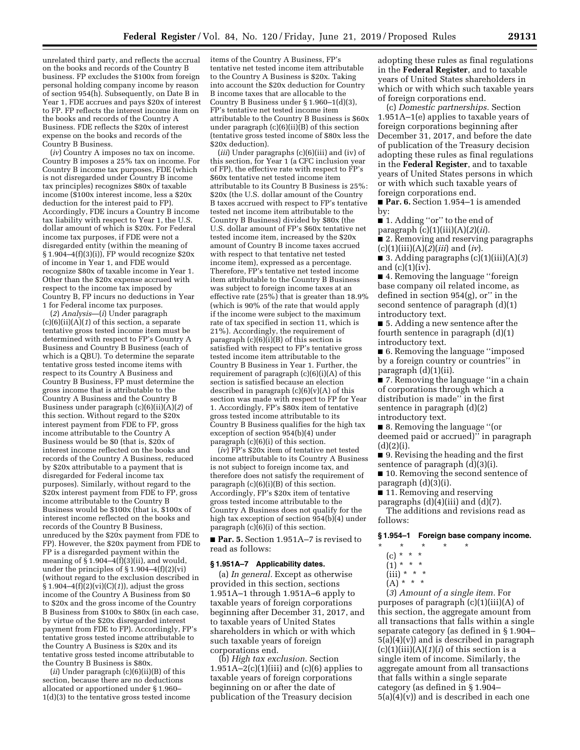unrelated third party, and reflects the accrual on the books and records of the Country B business. FP excludes the $100x from foreign personal holding company income by reason of section 954(h). Subsequently, on Date B in Year 1, FDE accrues and pays $20x of interest to FP. FP reflects the interest income item on the books and records of the Country A Business. FDE reflects the $20x of interest expense on the books and records of the Country B Business.

(*iv*) Country A imposes no tax on income. Country B imposes a 25% tax on income. For Country B income tax purposes, FDE (which is not disregarded under Country B income tax principles) recognizes $80x of taxable income ($100x interest income, less a $20x deduction for the interest paid to FP). Accordingly, FDE incurs a Country B income tax liability with respect to Year 1, the U.S. dollar amount of which is $20x. For Federal income tax purposes, if FDE were not a disregarded entity (within the meaning of § 1.904–4(f)(3)(i)), FP would recognize $20x of income in Year 1, and FDE would recognize $80x of taxable income in Year 1. Other than the $20x expense accrued with respect to the income tax imposed by Country B, FP incurs no deductions in Year 1 for Federal income tax purposes.

(*2*) *Analysis*—(*i*) Under paragraph (c)(6)(ii)(A)(*1*) of this section, a separate tentative gross tested income item must be determined with respect to FP's Country A Business and Country B Business (each of which is a QBU). To determine the separate tentative gross tested income items with respect to its Country A Business and Country B Business, FP must determine the gross income that is attributable to the Country A Business and the Country B Business under paragraph (c)(6)(ii)(A)(*2*) of this section. Without regard to the $20x interest payment from FDE to FP, gross income attributable to the Country A Business would be $0 (that is, $20x of interest income reflected on the books and records of the Country A Business, reduced by $20x attributable to a payment that is disregarded for Federal income tax purposes). Similarly, without regard to the $20x interest payment from FDE to FP, gross income attributable to the Country B Business would be $100x (that is, $100x of interest income reflected on the books and records of the Country B Business, unreduced by the $20x payment from FDE to FP). However, the $20x payment from FDE to FP is a disregarded payment within the meaning of § 1.904–4(f)(3)(ii), and would, under the principles of § 1.904–4(f)(2)(vi) (without regard to the exclusion described in § 1.904–4(f)(2)(vi)(C)(*1*)), adjust the gross income of the Country A Business from $0 to $20x and the gross income of the Country B Business from $100x to $80x (in each case, by virtue of the $20x disregarded interest payment from FDE to FP). Accordingly, FP's tentative gross tested income attributable to the Country A Business is $20x and its tentative gross tested income attributable to the Country B Business is $80x.

(*ii*) Under paragraph (c)(6)(ii)(B) of this section, because there are no deductions allocated or apportioned under § 1.960–1(d)(3) to the tentative gross tested income items of the Country A Business, FP's tentative net tested income item attributable to the Country A Business is $20x. Taking into account the $20x deduction for Country B income taxes that are allocable to the Country B Business under § 1.960–1(d)(3), FP's tentative net tested income item attributable to the Country B Business is $60x under paragraph (c)(6)(ii)(B) of this section (tentative gross tested income of $80x less the $20x deduction).

(*iii*) Under paragraphs (c)(6)(iii) and (iv) of this section, for Year 1 (a CFC inclusion year of FP), the effective rate with respect to FP's $60x tentative net tested income item attributable to its Country B Business is 25%: $20x (the U.S. dollar amount of the Country B taxes accrued with respect to FP's tentative tested net income item attributable to the Country B Business) divided by $80x (the U.S. dollar amount of FP's $60x tentative net tested income item, increased by the $20x amount of Country B income taxes accrued with respect to that tentative net tested income item), expressed as a percentage. Therefore, FP's tentative net tested income item attributable to the Country B Business was subject to foreign income taxes at an effective rate (25%) that is greater than 18.9% (which is 90% of the rate that would apply if the income were subject to the maximum rate of tax specified in section 11, which is 21%). Accordingly, the requirement of paragraph (c)(6)(i)(B) of this section is satisfied with respect to FP's tentative gross tested income item attributable to the Country B Business in Year 1. Further, the requirement of paragraph (c)(6)(i)(A) of this section is satisfied because an election described in paragraph (c)(6)(v)(A) of this section was made with respect to FP for Year 1. Accordingly, FP's $80x item of tentative gross tested income attributable to its Country B Business qualifies for the high tax exception of section 954(b)(4) under paragraph (c)(6)(i) of this section.

(*iv*) FP's $20x item of tentative net tested income attributable to its Country A Business is not subject to foreign income tax, and therefore does not satisfy the requirement of paragraph (c)(6)(i)(B) of this section. Accordingly, FP's $20x item of tentative gross tested income attributable to the Country A Business does not qualify for the high tax exception of section 954(b)(4) under paragraph (c)(6)(i) of this section.

■ **Par. 5.** Section 1.951A–7 is revised to read as follows:

**§ 1.951A–7 Applicability dates.**

(a) *In general.* Except as otherwise provided in this section, sections 1.951A–1 through 1.951A–6 apply to taxable years of foreign corporations beginning after December 31, 2017, and to taxable years of United States shareholders in which or with which such taxable years of foreign corporations end.

(b) *High tax exclusion.* Section 1.951A–2(c)(1)(iii) and (c)(6) applies to taxable years of foreign corporations beginning on or after the date of publication of the Treasury decision adopting these rules as final regulations in the **Federal Register**, and to taxable years of United States shareholders in which or with which such taxable years of foreign corporations end.

(c) *Domestic partnerships.* Section 1.951A–1(e) applies to taxable years of foreign corporations beginning after December 31, 2017, and before the date of publication of the Treasury decision adopting these rules as final regulations in the **Federal Register**, and to taxable years of United States persons in which or with which such taxable years of foreign corporations end.

■ **Par. 6.** Section 1.954–1 is amended by:

■ 1. Adding "or" to the end of paragraph (c)(1)(iii)(A)(*2*)(*ii*).

■ 2. Removing and reserving paragraphs (c)(1)(iii)(A)(*2*)(*iii*) and (*iv*).

■ 3. Adding paragraphs (c)(1)(iii)(A)(*3*) and (c)(1)(iv).

■ 4. Removing the language "foreign base company oil related income, as defined in section 954(g), or" in the second sentence of paragraph (d)(1) introductory text.

■ 5. Adding a new sentence after the fourth sentence in paragraph (d)(1) introductory text.

■ 6. Removing the language "imposed by a foreign country or countries" in paragraph (d)(1)(ii).

■ 7. Removing the language "in a chain of corporations through which a distribution is made" in the first sentence in paragraph (d)(2) introductory text.

■ 8. Removing the language "(or deemed paid or accrued)" in paragraph (d)(2)(i).

■ 9. Revising the heading and the first sentence of paragraph (d)(3)(i).

■ 10. Removing the second sentence of paragraph (d)(3)(i).

■ 11. Removing and reserving paragraphs (d)(4)(iii) and (d)(7).

The additions and revisions read as follows:

**§ 1.954–1 Foreign base company income.**

\* \* \* \* \*

(c) \* \* \*

(1) \* \* \*

(iii) \* \* \*

(A) \* \* \*

(*3*) *Amount of a single item.* For purposes of paragraph (c)(1)(iii)(A) of this section, the aggregate amount from all transactions that falls within a single separate category (as defined in § 1.904–5(a)(4)(v)) and is described in paragraph (c)(1)(iii)(A)(*1*)(*i*) of this section is a single item of income. Similarly, the aggregate amount from all transactions that falls within a single separate category (as defined in § 1.904–5(a)(4)(v)) and is described in each one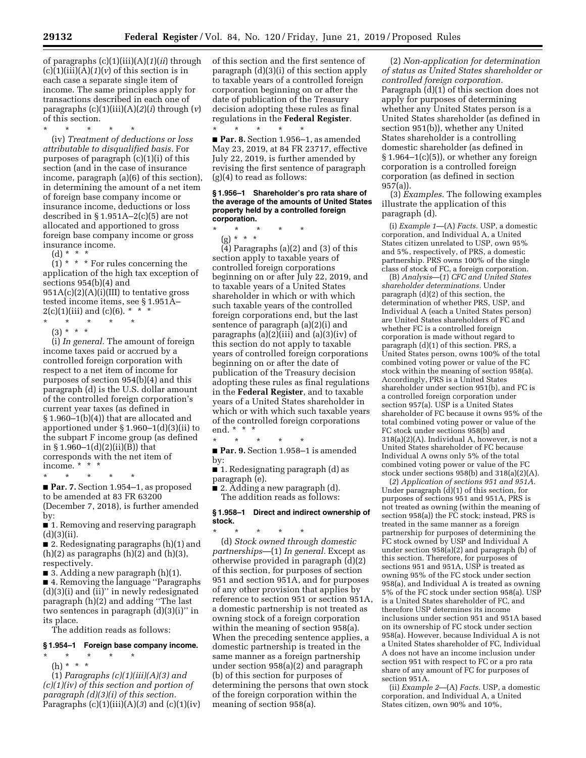of paragraphs (c)(1)(iii)(A)(*1*)(*ii*) through (c)(1)(iii)(A)(*1*)(*v*) of this section is in each case a separate single item of income. The same principles apply for transactions described in each one of paragraphs (c)(1)(iii)(A)(*2*)(*i*) through (*v*) of this section.

\* \* \* \* \*

(iv) *Treatment of deductions or loss attributable to disqualified basis.* For purposes of paragraph (c)(1)(i) of this section (and in the case of insurance income, paragraph (a)(6) of this section), in determining the amount of a net item of foreign base company income or insurance income, deductions or loss described in § 1.951A–2(c)(5) are not allocated and apportioned to gross foreign base company income or gross insurance income.

(d) \* \* \*

(1) \* \* \* For rules concerning the application of the high tax exception of sections 954(b)(4) and 951A(c)(2)(A)(i)(III) to tentative gross tested income items, see § 1.951A–2(c)(1)(iii) and (c)(6). \* \* \*

\* \* \* \* \*

(3) \* \* \*

(i) *In general.* The amount of foreign income taxes paid or accrued by a controlled foreign corporation with respect to a net item of income for purposes of section 954(b)(4) and this paragraph (d) is the U.S. dollar amount of the controlled foreign corporation's current year taxes (as defined in § 1.960–1(b)(4)) that are allocated and apportioned under § 1.960–1(d)(3)(ii) to the subpart F income group (as defined in § 1.960–1(d)(2)(ii)(B)) that corresponds with the net item of income. \* \* \*

\* \* \* \* \*

■ **Par. 7.** Section 1.954–1, as proposed to be amended at 83 FR 63200 (December 7, 2018), is further amended by:

■ 1. Removing and reserving paragraph (d)(3)(ii).

■ 2. Redesignating paragraphs (h)(1) and (h)(2) as paragraphs (h)(2) and (h)(3), respectively.

■ 3. Adding a new paragraph (h)(1).

■ 4. Removing the language ''Paragraphs (d)(3)(i) and (ii)'' in newly redesignated paragraph (h)(2) and adding ''The last two sentences in paragraph (d)(3)(i)'' in its place.

The addition reads as follows:

**§ 1.954–1 Foreign base company income.**

\* \* \* \* \*

(h) \* \* \*

(1) *Paragraphs (c)(1)(iii)(A)(3) and (c)(1)(iv) of this section and portion of paragraph (d)(3)(i) of this section.* Paragraphs (c)(1)(iii)(A)(*3*) and (c)(1)(iv) of this section and the first sentence of paragraph (d)(3)(i) of this section apply to taxable years of a controlled foreign corporation beginning on or after the date of publication of the Treasury decision adopting these rules as final regulations in the **Federal Register**.

\* \* \* \* \*

■ **Par. 8.** Section 1.956–1, as amended May 23, 2019, at 84 FR 23717, effective July 22, 2019, is further amended by revising the first sentence of paragraph (g)(4) to read as follows:

**§ 1.956–1 Shareholder's pro rata share of the average of the amounts of United States property held by a controlled foreign corporation.**

\* \* \* \* \*

(g) \* \* \*

(4) Paragraphs (a)(2) and (3) of this section apply to taxable years of controlled foreign corporations beginning on or after July 22, 2019, and to taxable years of a United States shareholder in which or with which such taxable years of the controlled foreign corporations end, but the last sentence of paragraph (a)(2)(i) and paragraphs (a)(2)(iii) and (a)(3)(iv) of this section do not apply to taxable years of controlled foreign corporations beginning on or after the date of publication of the Treasury decision adopting these rules as final regulations in the **Federal Register**, and to taxable years of a United States shareholder in which or with which such taxable years of the controlled foreign corporations end. \* \* \*

\* \* \* \* \*

■ **Par. 9.** Section 1.958–1 is amended by:

■ 1. Redesignating paragraph (d) as paragraph (e).

■ 2. Adding a new paragraph (d).

The addition reads as follows:

**§ 1.958–1 Direct and indirect ownership of stock.**

\* \* \* \* \*

(d) *Stock owned through domestic partnerships*—(1) *In general.* Except as otherwise provided in paragraph (d)(2) of this section, for purposes of section 951 and section 951A, and for purposes of any other provision that applies by reference to section 951 or section 951A, a domestic partnership is not treated as owning stock of a foreign corporation within the meaning of section 958(a). When the preceding sentence applies, a domestic partnership is treated in the same manner as a foreign partnership under section 958(a)(2) and paragraph (b) of this section for purposes of determining the persons that own stock of the foreign corporation within the meaning of section 958(a).

(2) *Non-application for determination of status as United States shareholder or controlled foreign corporation.* Paragraph (d)(1) of this section does not apply for purposes of determining whether any United States person is a United States shareholder (as defined in section 951(b)), whether any United States shareholder is a controlling domestic shareholder (as defined in § 1.964–1(c)(5)), or whether any foreign corporation is a controlled foreign corporation (as defined in section 957(a)).

(3) *Examples.* The following examples illustrate the application of this paragraph (d).

(i) *Example 1*—(A) *Facts.* USP, a domestic corporation, and Individual A, a United States citizen unrelated to USP, own 95% and 5%, respectively, of PRS, a domestic partnership. PRS owns 100% of the single class of stock of FC, a foreign corporation.

(B) *Analysis*—(*1*) *CFC and United States shareholder determinations.* Under paragraph (d)(2) of this section, the determination of whether PRS, USP, and Individual A (each a United States person) are United States shareholders of FC and whether FC is a controlled foreign corporation is made without regard to paragraph (d)(1) of this section. PRS, a United States person, owns 100% of the total combined voting power or value of the FC stock within the meaning of section 958(a). Accordingly, PRS is a United States shareholder under section 951(b), and FC is a controlled foreign corporation under section 957(a). USP is a United States shareholder of FC because it owns 95% of the total combined voting power or value of the FC stock under sections 958(b) and 318(a)(2)(A). Individual A, however, is not a United States shareholder of FC because Individual A owns only 5% of the total combined voting power or value of the FC stock under sections 958(b) and 318(a)(2)(A).

(*2*) *Application of sections 951 and 951A.* Under paragraph (d)(1) of this section, for purposes of sections 951 and 951A, PRS is not treated as owning (within the meaning of section 958(a)) the FC stock; instead, PRS is treated in the same manner as a foreign partnership for purposes of determining the FC stock owned by USP and Individual A under section 958(a)(2) and paragraph (b) of this section. Therefore, for purposes of sections 951 and 951A, USP is treated as owning 95% of the FC stock under section 958(a), and Individual A is treated as owning 5% of the FC stock under section 958(a). USP is a United States shareholder of FC, and therefore USP determines its income inclusions under section 951 and 951A based on its ownership of FC stock under section 958(a). However, because Individual A is not a United States shareholder of FC, Individual A does not have an income inclusion under section 951 with respect to FC or a pro rata share of any amount of FC for purposes of section 951A.

(ii) *Example 2*—(A) *Facts.* USP, a domestic corporation, and Individual A, a United States citizen, own 90% and 10%,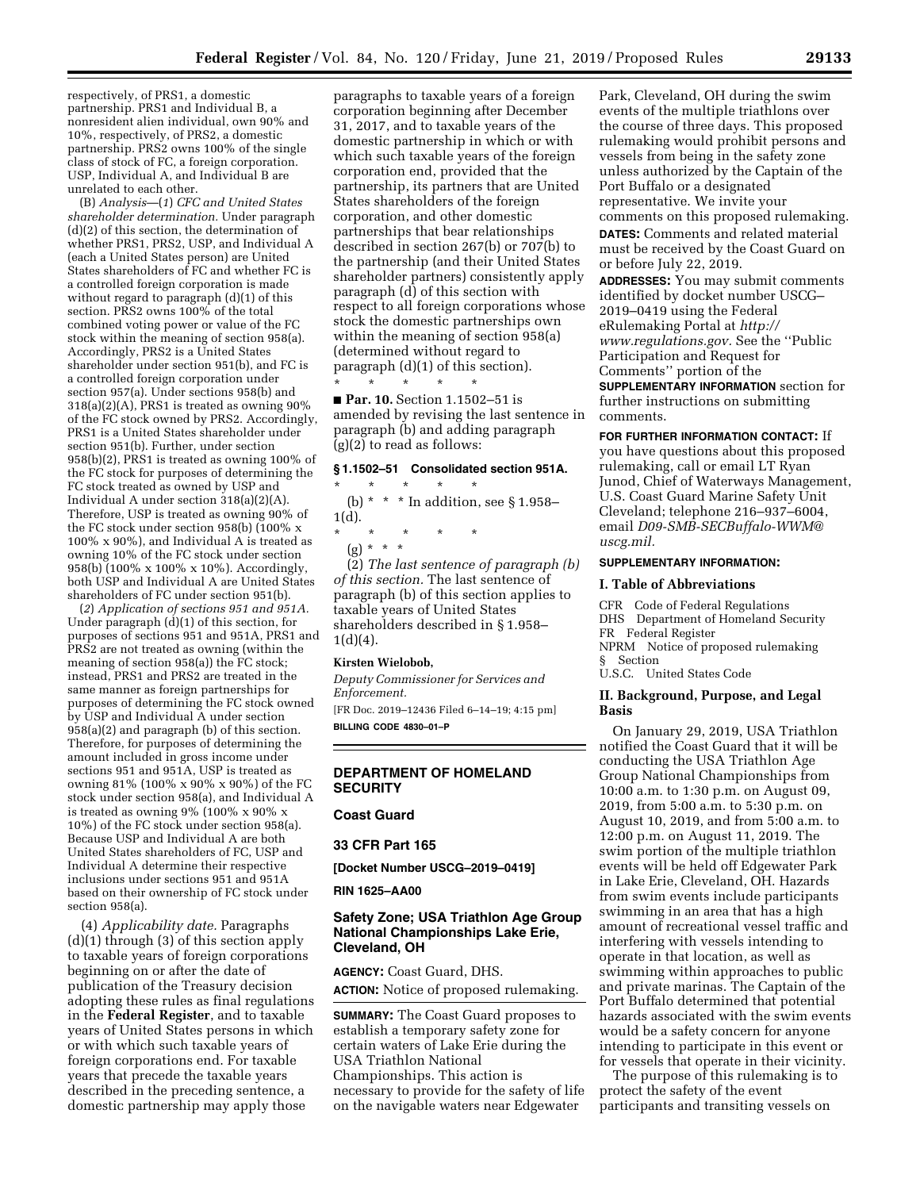respectively, of PRS1, a domestic partnership. PRS1 and Individual B, a nonresident alien individual, own 90% and 10%, respectively, of PRS2, a domestic partnership. PRS2 owns 100% of the single class of stock of FC, a foreign corporation. USP, Individual A, and Individual B are unrelated to each other.

(B) *Analysis*—(*1*) *CFC and United States shareholder determination.* Under paragraph (d)(2) of this section, the determination of whether PRS1, PRS2, USP, and Individual A (each a United States person) are United States shareholders of FC and whether FC is a controlled foreign corporation is made without regard to paragraph (d)(1) of this section. PRS2 owns 100% of the total combined voting power or value of the FC stock within the meaning of section 958(a). Accordingly, PRS2 is a United States shareholder under section 951(b), and FC is a controlled foreign corporation under section 957(a). Under sections 958(b) and 318(a)(2)(A), PRS1 is treated as owning 90% of the FC stock owned by PRS2. Accordingly, PRS1 is a United States shareholder under section 951(b). Further, under section 958(b)(2), PRS1 is treated as owning 100% of the FC stock for purposes of determining the FC stock treated as owned by USP and Individual A under section 318(a)(2)(A). Therefore, USP is treated as owning 90% of the FC stock under section 958(b) (100% x 100% x 90%), and Individual A is treated as owning 10% of the FC stock under section 958(b) (100% x 100% x 10%). Accordingly, both USP and Individual A are United States shareholders of FC under section 951(b).

(*2*) *Application of sections 951 and 951A.* Under paragraph (d)(1) of this section, for purposes of sections 951 and 951A, PRS1 and PRS2 are not treated as owning (within the meaning of section 958(a)) the FC stock; instead, PRS1 and PRS2 are treated in the same manner as foreign partnerships for purposes of determining the FC stock owned by USP and Individual A under section 958(a)(2) and paragraph (b) of this section. Therefore, for purposes of determining the amount included in gross income under sections 951 and 951A, USP is treated as owning 81% (100% x 90% x 90%) of the FC stock under section 958(a), and Individual A is treated as owning 9% (100% x 90% x 10%) of the FC stock under section 958(a). Because USP and Individual A are both United States shareholders of FC, USP and Individual A determine their respective inclusions under sections 951 and 951A based on their ownership of FC stock under section 958(a).

(4) *Applicability date.* Paragraphs (d)(1) through (3) of this section apply to taxable years of foreign corporations beginning on or after the date of publication of the Treasury decision adopting these rules as final regulations in the **Federal Register**, and to taxable years of United States persons in which or with which such taxable years of foreign corporations end. For taxable years that precede the taxable years described in the preceding sentence, a domestic partnership may apply those paragraphs to taxable years of a foreign corporation beginning after December 31, 2017, and to taxable years of the domestic partnership in which or with which such taxable years of the foreign corporation end, provided that the partnership, its partners that are United States shareholders of the foreign corporation, and other domestic partnerships that bear relationships described in section 267(b) or 707(b) to the partnership (and their United States shareholder partners) consistently apply paragraph (d) of this section with respect to all foreign corporations whose stock the domestic partnerships own within the meaning of section 958(a) (determined without regard to paragraph (d)(1) of this section).

\* \* \* \* \*

■ **Par. 10.** Section 1.1502–51 is amended by revising the last sentence in paragraph (b) and adding paragraph (g)(2) to read as follows:

**§ 1.1502–51 Consolidated section 951A.**

\* \* \* \* \*

(b) \* \* \* In addition, see § 1.958–1(d).

\* \* \* \* \*

(g) \* \* \*

(2) *The last sentence of paragraph (b) of this section.* The last sentence of paragraph (b) of this section applies to taxable years of United States shareholders described in § 1.958–1(d)(4).

**Kirsten Wielobob,**

*Deputy Commissioner for Services and Enforcement.*

[FR Doc. 2019–12436 Filed 6–14–19; 4:15 pm]

**BILLING CODE 4830–01–P**

---

## DEPARTMENT OF HOMELAND SECURITY

### Coast Guard

### 33 CFR Part 165

**[Docket Number USCG–2019–0419]**

**RIN 1625–AA00**

### Safety Zone; USA Triathlon Age Group National Championships Lake Erie, Cleveland, OH

**AGENCY:** Coast Guard, DHS.

**ACTION:** Notice of proposed rulemaking.

**SUMMARY:** The Coast Guard proposes to establish a temporary safety zone for certain waters of Lake Erie during the USA Triathlon National Championships. This action is necessary to provide for the safety of life on the navigable waters near Edgewater Park, Cleveland, OH during the swim events of the multiple triathlons over the course of three days. This proposed rulemaking would prohibit persons and vessels from being in the safety zone unless authorized by the Captain of the Port Buffalo or a designated representative. We invite your comments on this proposed rulemaking.

**DATES:** Comments and related material must be received by the Coast Guard on or before July 22, 2019.

**ADDRESSES:** You may submit comments identified by docket number USCG–2019–0419 using the Federal eRulemaking Portal at *http://www.regulations.gov.* See the ''Public Participation and Request for Comments'' portion of the **SUPPLEMENTARY INFORMATION** section for further instructions on submitting comments.

**FOR FURTHER INFORMATION CONTACT:** If you have questions about this proposed rulemaking, call or email LT Ryan Junod, Chief of Waterways Management, U.S. Coast Guard Marine Safety Unit Cleveland; telephone 216–937–6004, email *D09-SMB-SECBuffalo-WWM@uscg.mil.*

**SUPPLEMENTARY INFORMATION:**

#### I. Table of Abbreviations

CFR Code of Federal Regulations
DHS Department of Homeland Security
FR Federal Register
NPRM Notice of proposed rulemaking
§ Section
U.S.C. United States Code

#### II. Background, Purpose, and Legal Basis

On January 29, 2019, USA Triathlon notified the Coast Guard that it will be conducting the USA Triathlon Age Group National Championships from 10:00 a.m. to 1:30 p.m. on August 09, 2019, from 5:00 a.m. to 5:30 p.m. on August 10, 2019, and from 5:00 a.m. to 12:00 p.m. on August 11, 2019. The swim portion of the multiple triathlon events will be held off Edgewater Park in Lake Erie, Cleveland, OH. Hazards from swim events include participants swimming in an area that has a high amount of recreational vessel traffic and interfering with vessels intending to operate in that location, as well as swimming within approaches to public and private marinas. The Captain of the Port Buffalo determined that potential hazards associated with the swim events would be a safety concern for anyone intending to participate in this event or for vessels that operate in their vicinity.

The purpose of this rulemaking is to protect the safety of the event participants and transiting vessels on